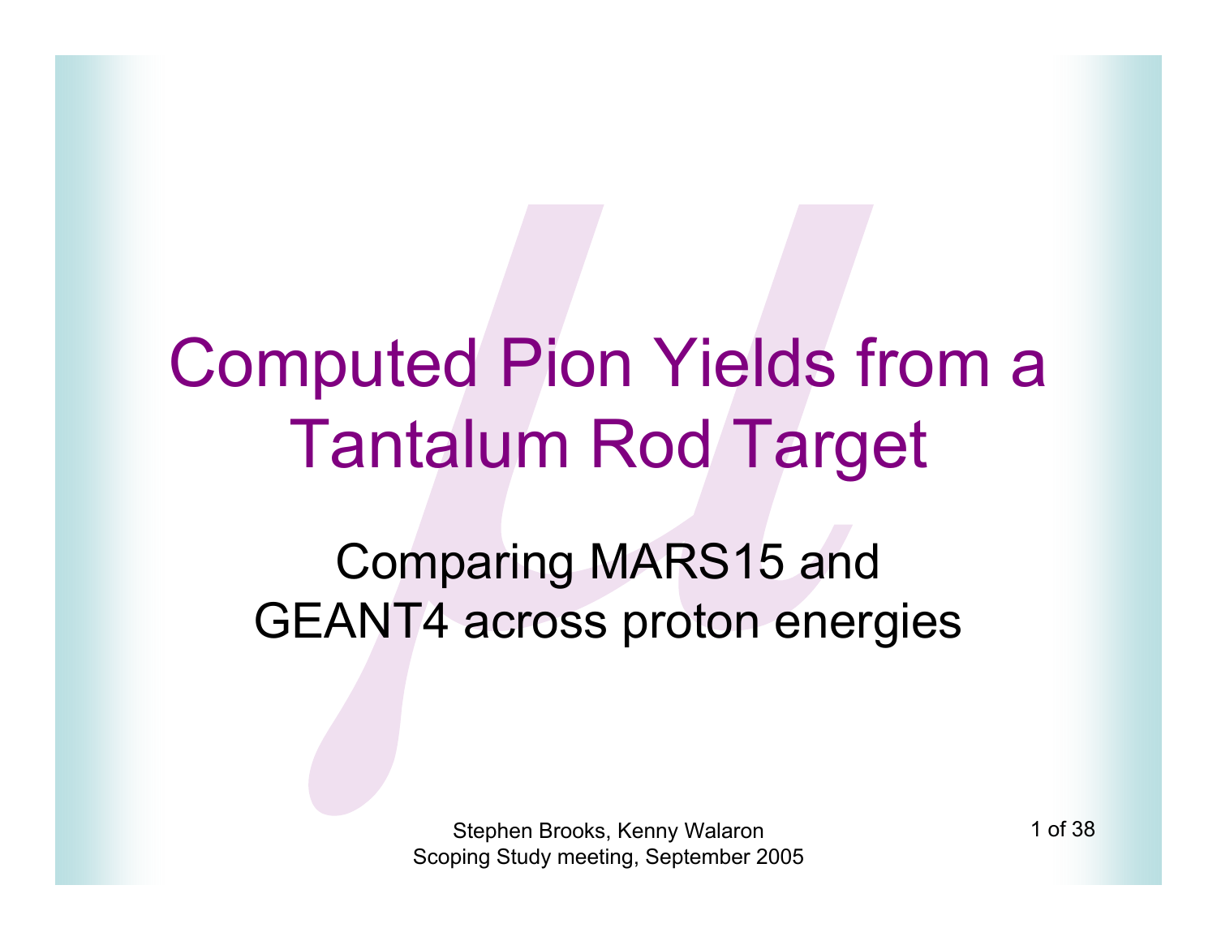# Computed Pion Yields from a Tantalum Rod Target

## Comparing MARS15 and GEANT4 across proton energies

Stephen Brooks, Kenny Walaron

Scoping Study meeting, September 2005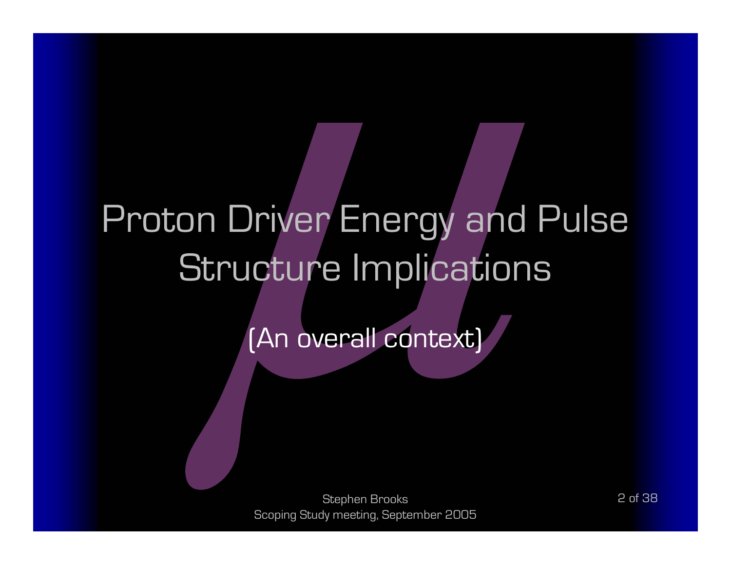# Proton Driver Energy and Pulse Structure Implications

(An overall context)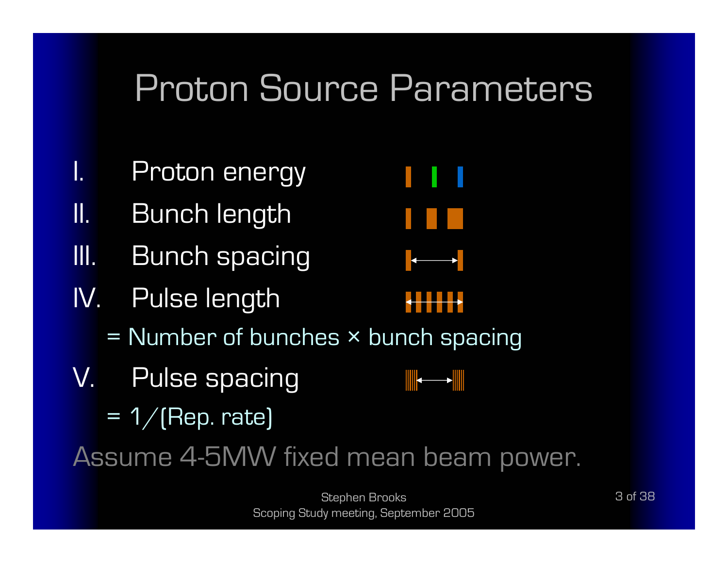# Proton Source Parameters

I. Proton energy

II. Bunch length

III. Bunch spacing

IV. Pulse length

= Number of bunches × bunch spacing

V. Pulse spacing

= 1/(Rep. rate)

Assume 4-5MW fixed mean beam power.

Stephen Brooks
Scoping Study meeting, September 2005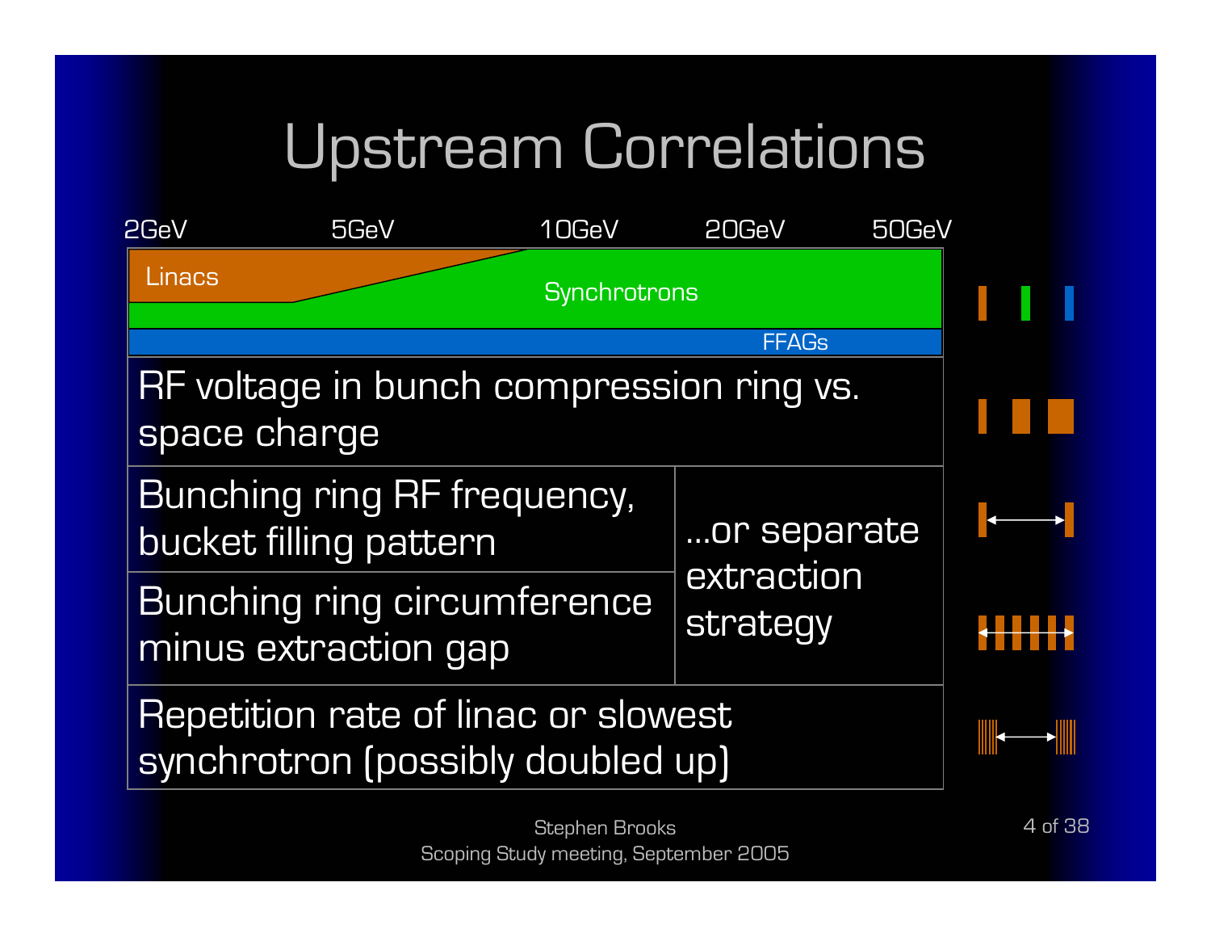# Upstream Correlations

2GeV 5GeV 10GeV 20GeV 50GeV

Linacs

Synchrotrons

FFAGs

| | |
|---|---|
| RF voltage in bunch compression ring vs. space charge | |
| Bunching ring RF frequency, bucket filling pattern | ...or separate extraction strategy |
| Bunching ring circumference minus extraction gap | |
| Repetition rate of linac or slowest synchrotron (possibly doubled up) | |

Stephen Brooks
Scoping Study meeting, September 2005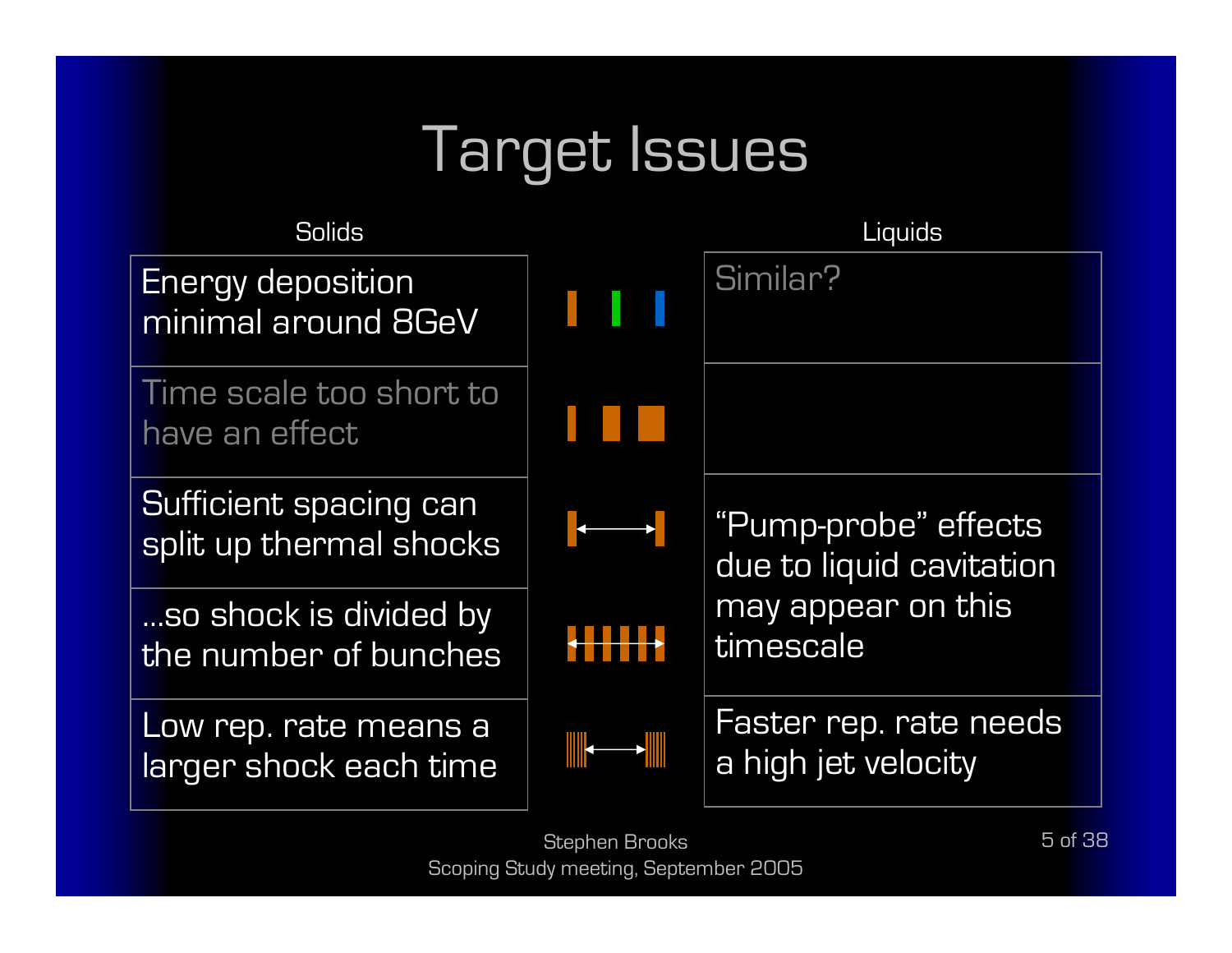# Target Issues

| Solids | Liquids |
| --- | --- |
| Energy deposition minimal around 8GeV | Similar? |
| Time scale too short to have an effect | |
| Sufficient spacing can split up thermal shocks | "Pump-probe" effects due to liquid cavitation may appear on this timescale |
| …so shock is divided by the number of bunches | |
| Low rep. rate means a larger shock each time | Faster rep. rate needs a high jet velocity |

Stephen Brooks
Scoping Study meeting, September 2005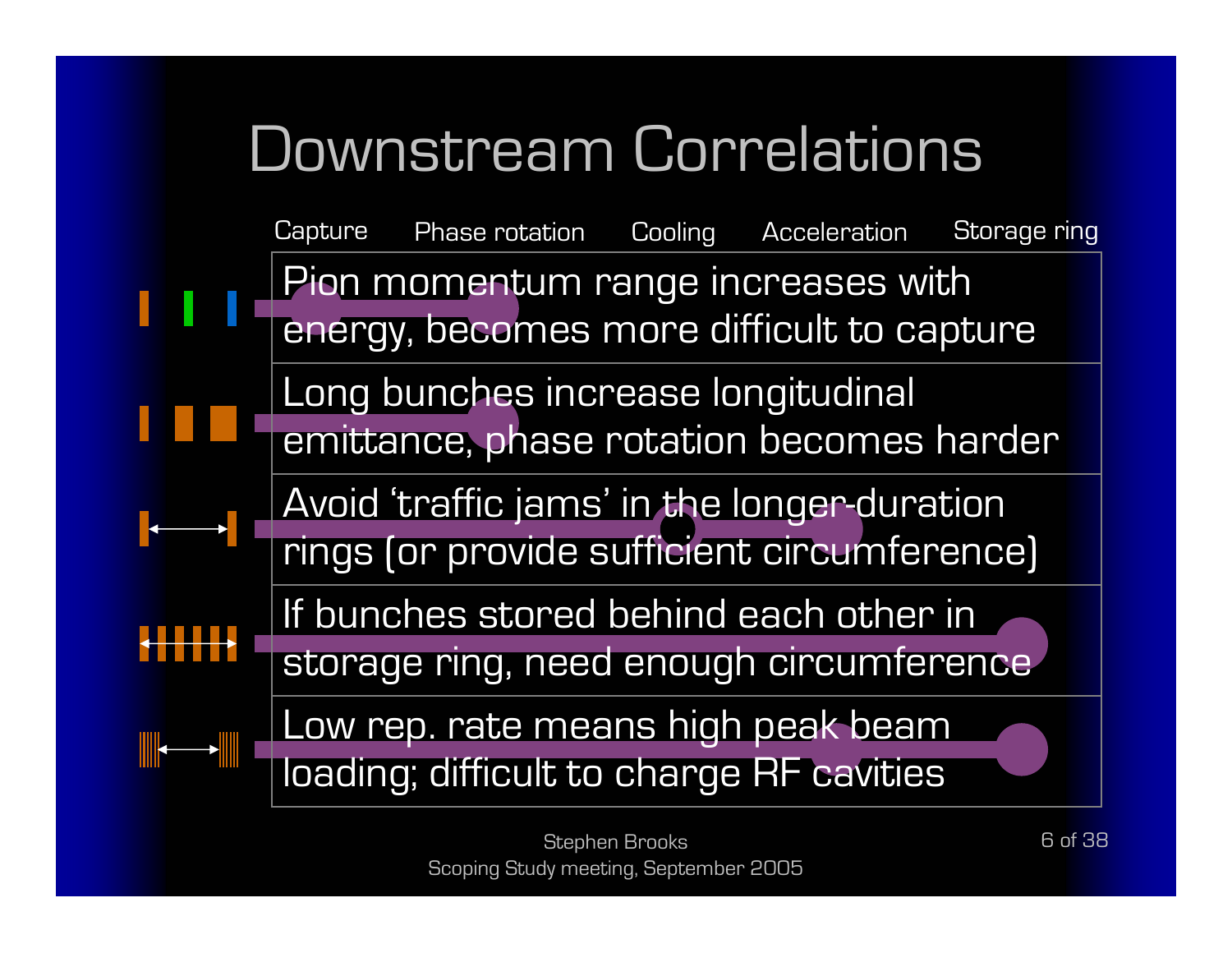# Downstream Correlations

| Capture | Phase rotation | Cooling | Acceleration | Storage ring |
|---|---|---|---|---|
| Pion momentum range increases with energy, becomes more difficult to capture | | | | |
| Long bunches increase longitudinal emittance, phase rotation becomes harder | | | | |
| Avoid 'traffic jams' in the longer-duration rings (or provide sufficient circumference) | | | | |
| If bunches stored behind each other in storage ring, need enough circumference | | | | |
| Low rep. rate means high peak beam loading; difficult to charge RF cavities | | | | |

Stephen Brooks
Scoping Study meeting, September 2005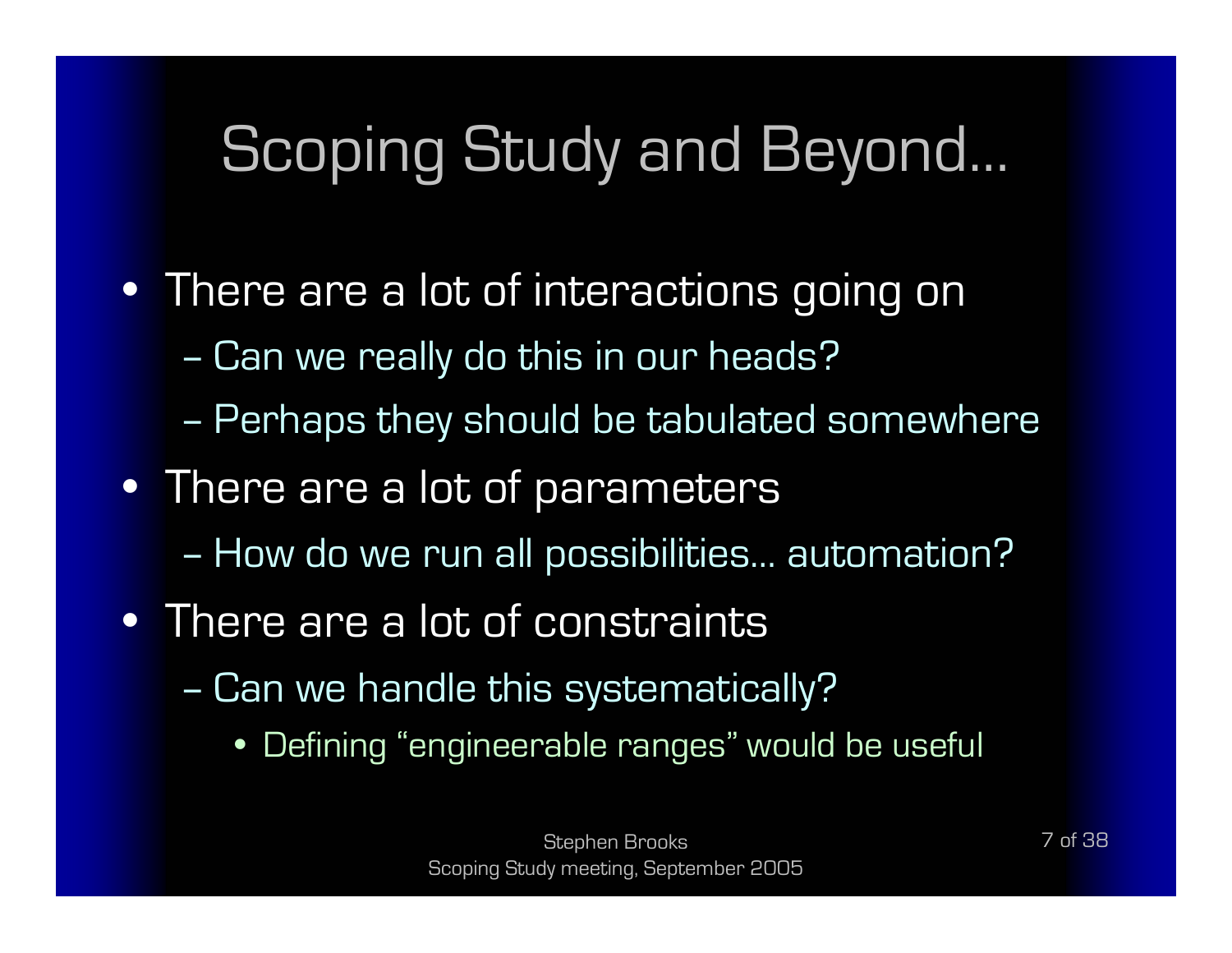# Scoping Study and Beyond…

- There are a lot of interactions going on
  - Can we really do this in our heads?
  - Perhaps they should be tabulated somewhere
- There are a lot of parameters
  - How do we run all possibilities… automation?
- There are a lot of constraints
  - Can we handle this systematically?
    - Defining "engineerable ranges" would be useful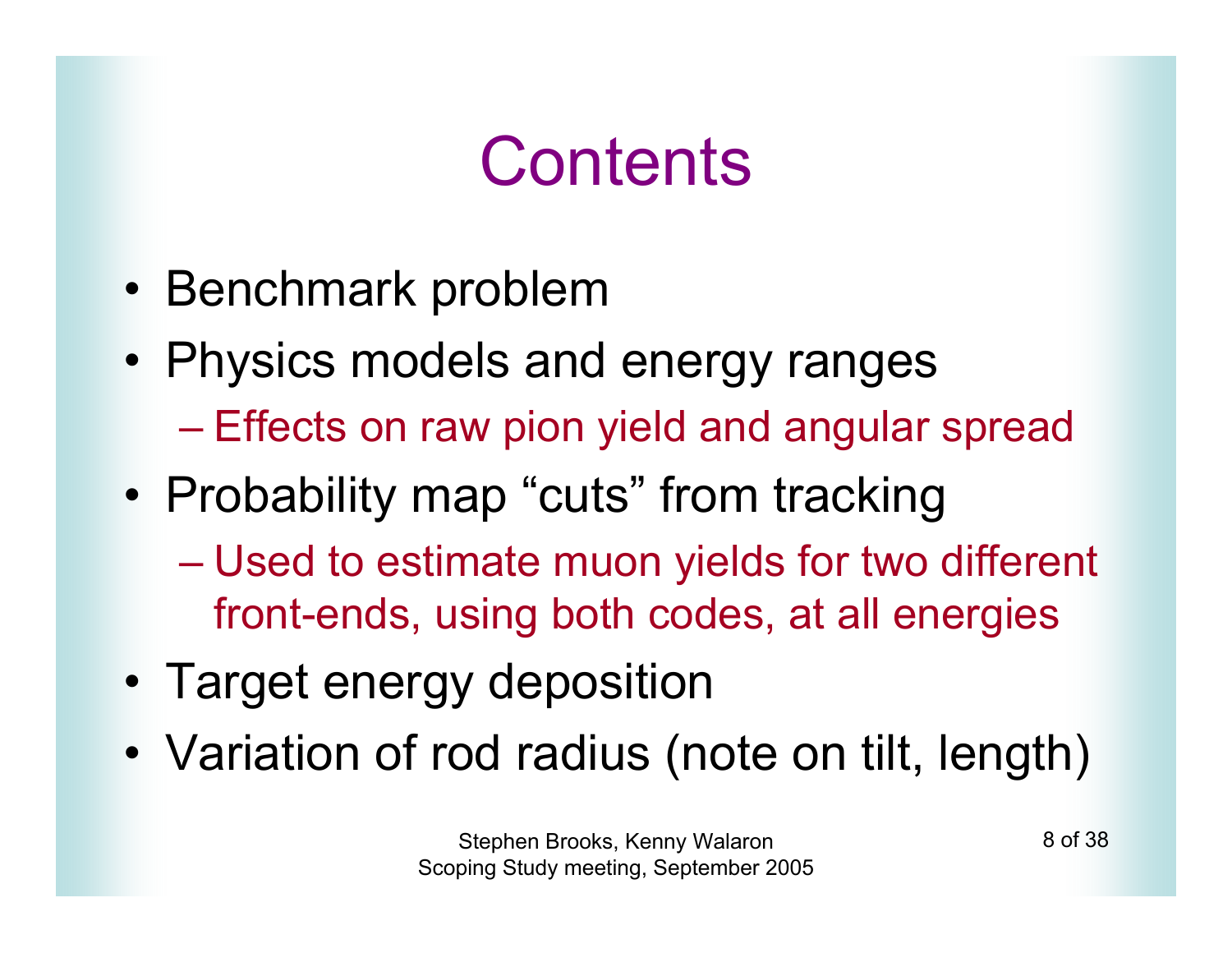# Contents

- Benchmark problem
- Physics models and energy ranges
  - Effects on raw pion yield and angular spread
- Probability map "cuts" from tracking
  - Used to estimate muon yields for two different front-ends, using both codes, at all energies
- Target energy deposition
- Variation of rod radius (note on tilt, length)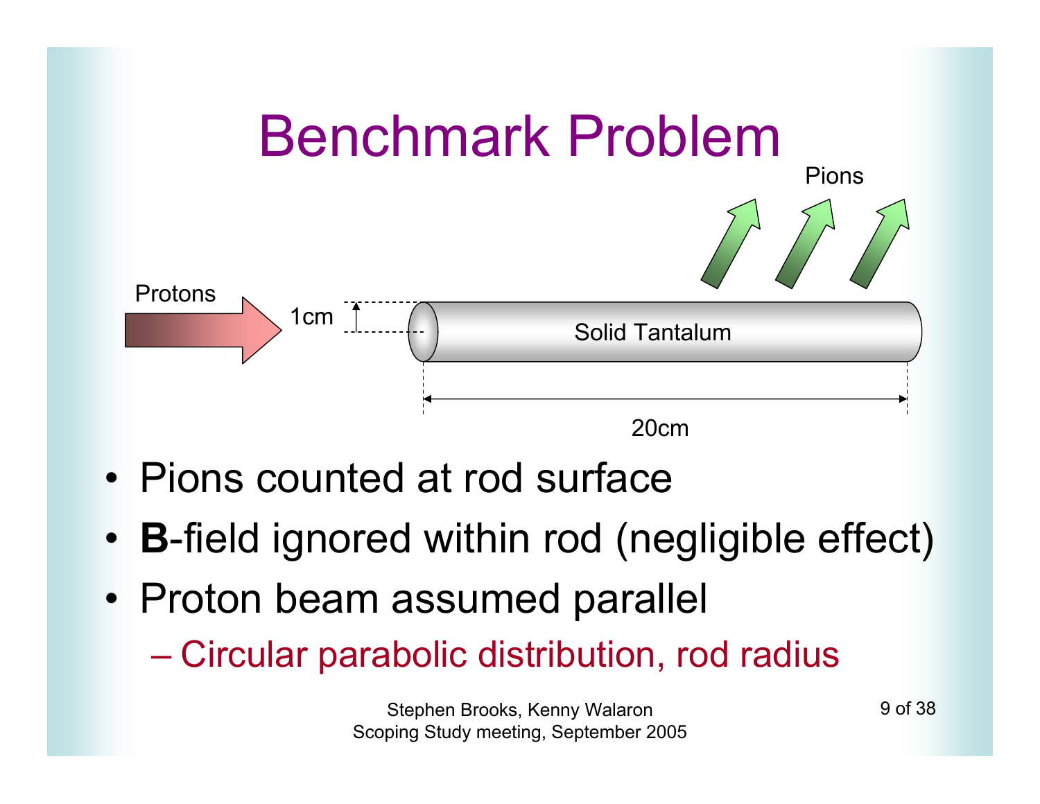# Benchmark Problem

Pions

Protons

1cm

Solid Tantalum

20cm

- Pions counted at rod surface
- **B**-field ignored within rod (negligible effect)
- Proton beam assumed parallel
  - Circular parabolic distribution, rod radius

Stephen Brooks, Kenny Walaron
Scoping Study meeting, September 2005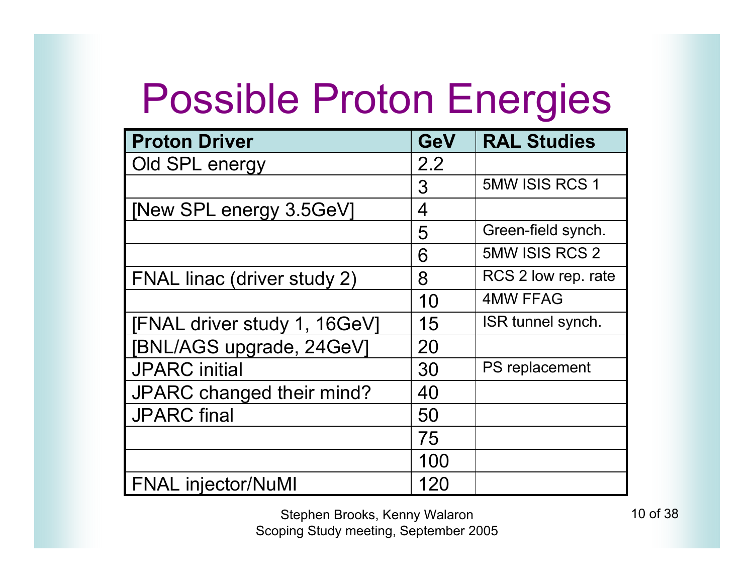# Possible Proton Energies

| Proton Driver | GeV | RAL Studies |
|---|---|---|
| Old SPL energy | 2.2 | |
| | 3 | 5MW ISIS RCS 1 |
| [New SPL energy 3.5GeV] | 4 | |
| | 5 | Green-field synch. |
| | 6 | 5MW ISIS RCS 2 |
| FNAL linac (driver study 2) | 8 | RCS 2 low rep. rate |
| | 10 | 4MW FFAG |
| [FNAL driver study 1, 16GeV] | 15 | ISR tunnel synch. |
| [BNL/AGS upgrade, 24GeV] | 20 | |
| JPARC initial | 30 | PS replacement |
| JPARC changed their mind? | 40 | |
| JPARC final | 50 | |
| | 75 | |
| | 100 | |
| FNAL injector/NuMI | 120 | |

Stephen Brooks, Kenny Walaron
Scoping Study meeting, September 2005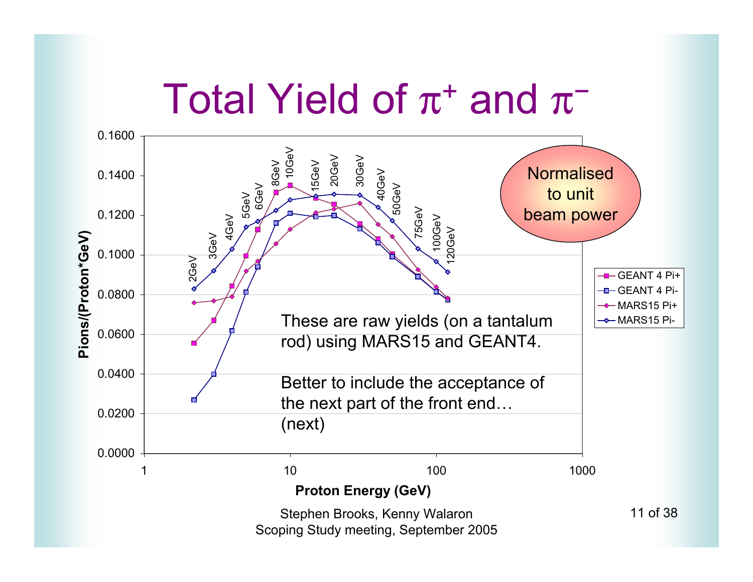# Total Yield of $\pi^+$ and $\pi^-$

Normalised to unit beam power

These are raw yields (on a tantalum rod) using MARS15 and GEANT4.

Better to include the acceptance of the next part of the front end… (next)

Pions/(Proton*GeV) vs. Proton Energy (GeV)

Legend: GEANT 4 Pi+, GEANT 4 Pi-, MARS15 Pi+, MARS15 Pi-

Data point labels: 2GeV, 3GeV, 4GeV, 5GeV, 6GeV, 8GeV, 10GeV, 15GeV, 20GeV, 30GeV, 40GeV, 50GeV, 75GeV, 100GeV, 120GeV

Stephen Brooks, Kenny Walaron
Scoping Study meeting, September 2005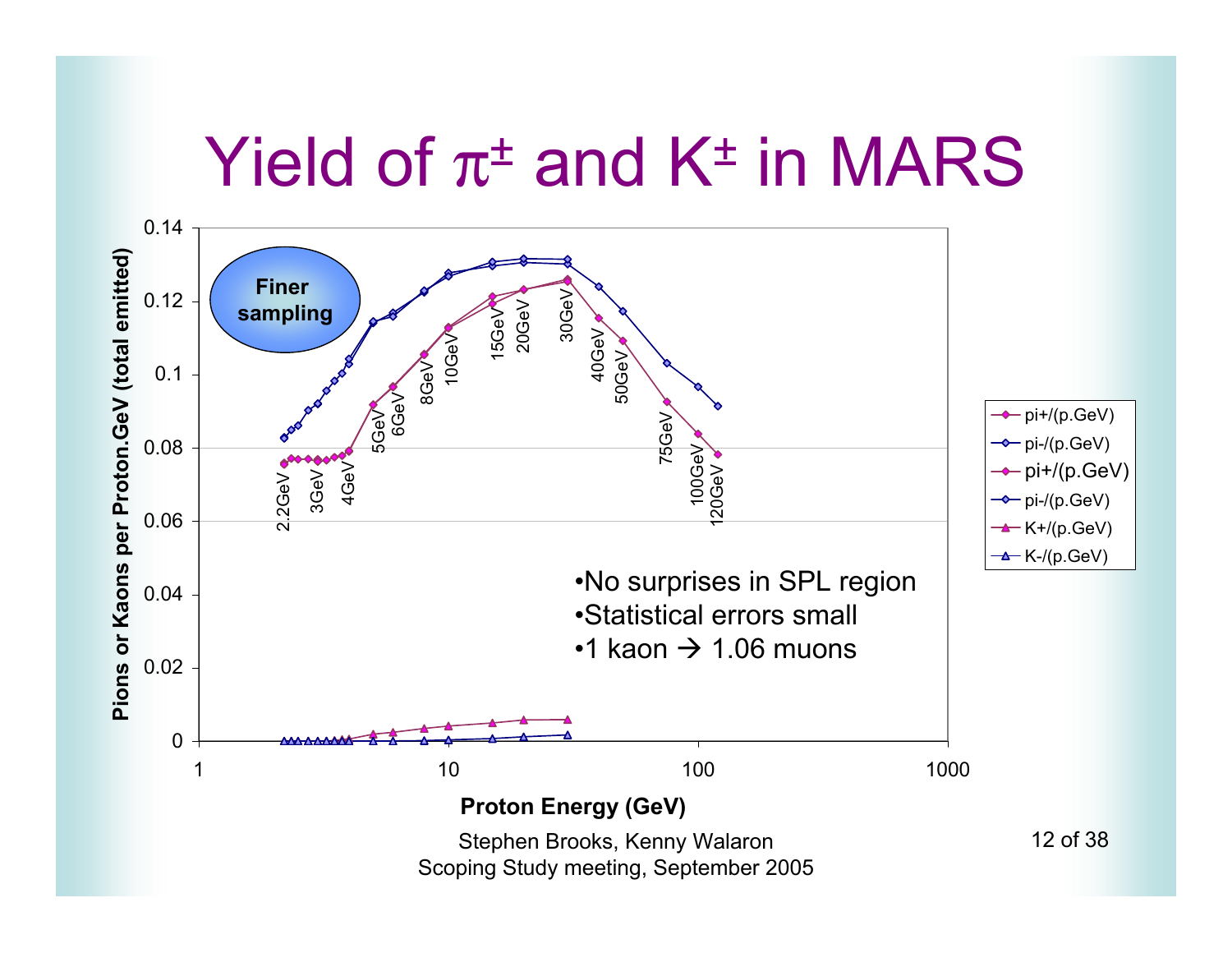# Yield of $\pi^{\pm}$ and $K^{\pm}$ in MARS

- No surprises in SPL region
- Statistical errors small
- 1 kaon → 1.06 muons

Finer sampling

Pions or Kaons per Proton.GeV (total emitted) vs. Proton Energy (GeV)

Legend: pi+/(p.GeV), pi-/(p.GeV), pi+/(p.GeV), pi-/(p.GeV), K+/(p.GeV), K-/(p.GeV)

Stephen Brooks, Kenny Walaron
Scoping Study meeting, September 2005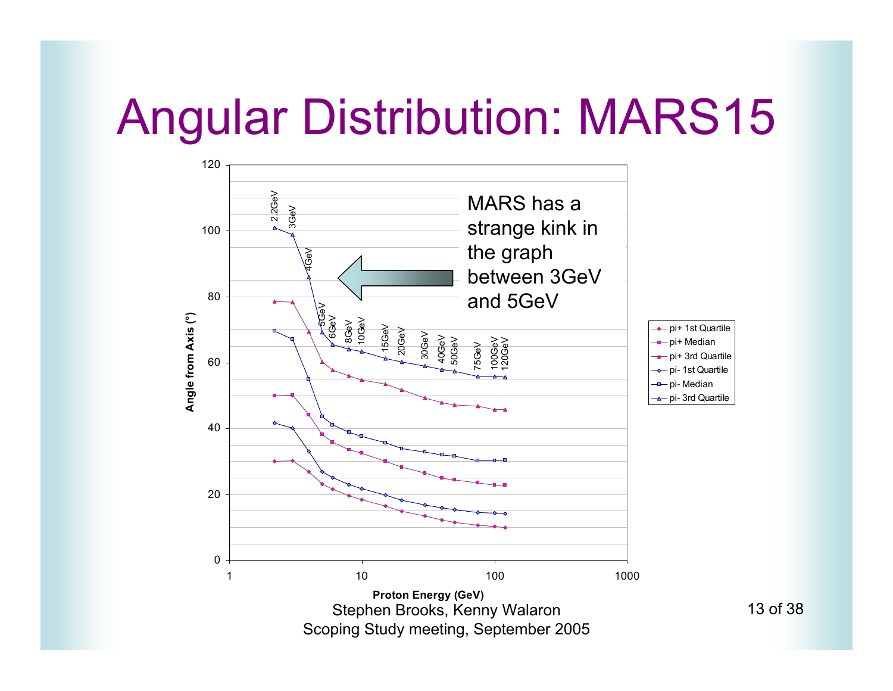# Angular Distribution: MARS15

MARS has a strange kink in the graph between 3GeV and 5GeV

Stephen Brooks, Kenny Walaron
Scoping Study meeting, September 2005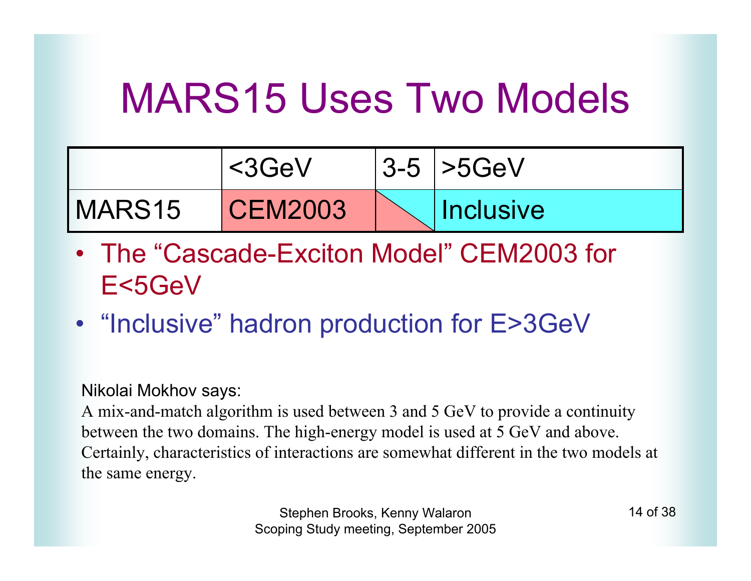# MARS15 Uses Two Models

| | <3GeV | 3-5 | >5GeV |
|---|---|---|---|
| MARS15 | CEM2003 | | Inclusive |

- The "Cascade-Exciton Model" CEM2003 for E<5GeV
- "Inclusive" hadron production for E>3GeV

Nikolai Mokhov says:

A mix-and-match algorithm is used between 3 and 5 GeV to provide a continuity between the two domains. The high-energy model is used at 5 GeV and above. Certainly, characteristics of interactions are somewhat different in the two models at the same energy.

Stephen Brooks, Kenny Walaron
Scoping Study meeting, September 2005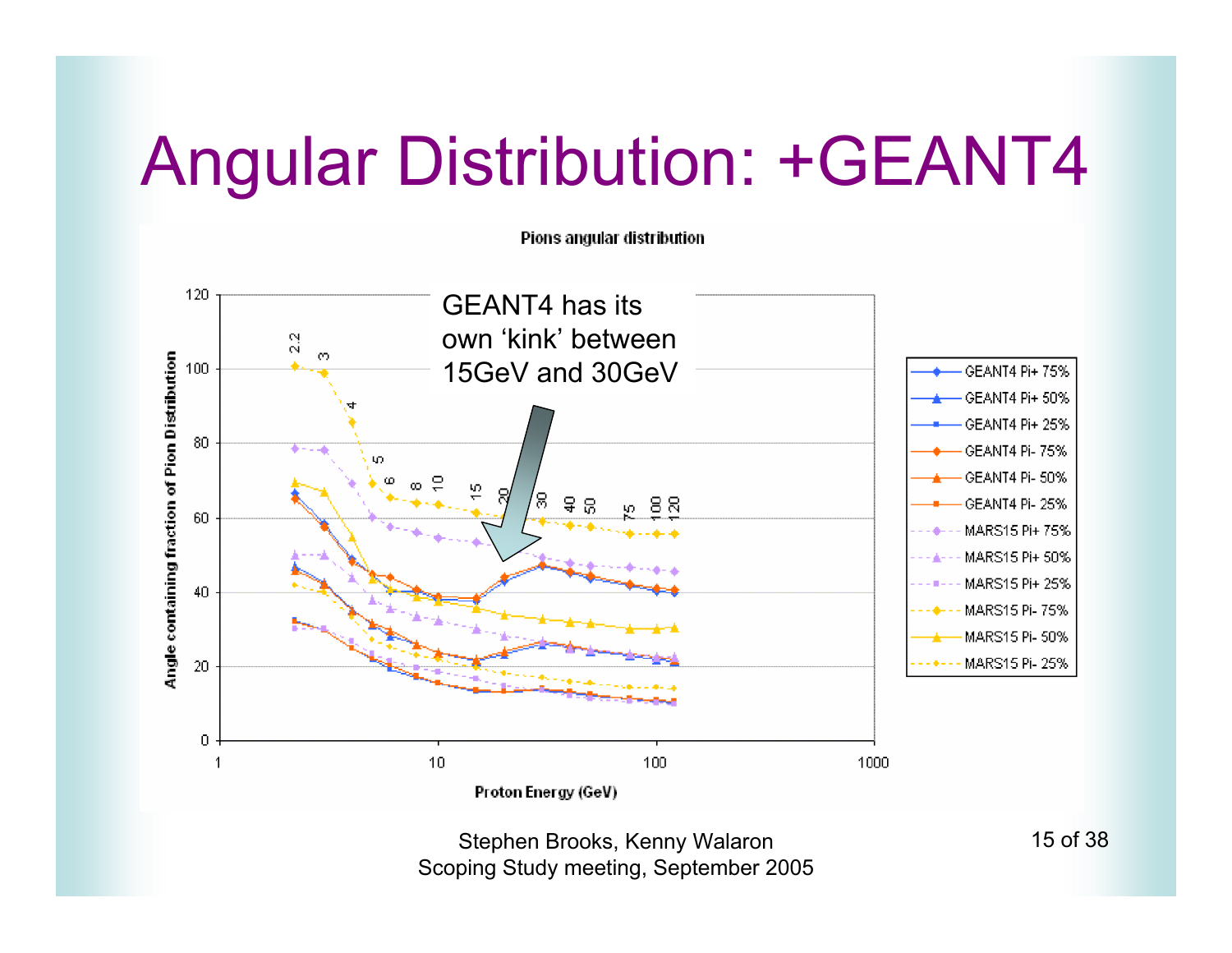# Angular Distribution: +GEANT4

**Pions angular distribution**

GEANT4 has its own 'kink' between 15GeV and 30GeV

Angle containing fraction of Pion Distribution

Proton Energy (GeV)

- GEANT4 Pi+ 75%
- GEANT4 Pi+ 50%
- GEANT4 Pi+ 25%
- GEANT4 Pi- 75%
- GEANT4 Pi- 50%
- GEANT4 Pi- 25%
- MARS15 Pi+ 75%
- MARS15 Pi+ 50%
- MARS15 Pi+ 25%
- MARS15 Pi- 75%
- MARS15 Pi- 50%
- MARS15 Pi- 25%

Stephen Brooks, Kenny Walaron
Scoping Study meeting, September 2005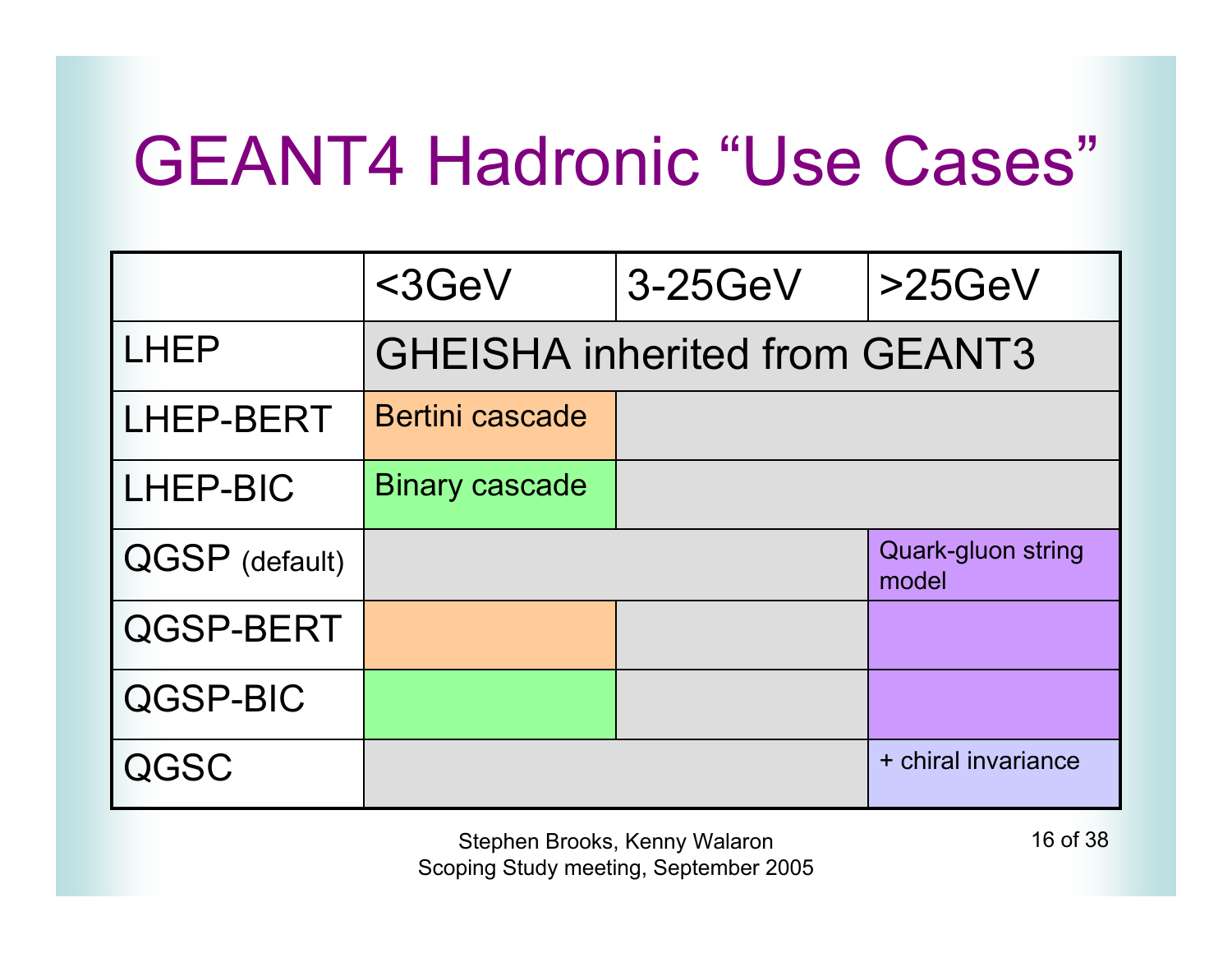# GEANT4 Hadronic "Use Cases"

| | <3GeV | 3-25GeV | >25GeV |
|---|---|---|---|
| LHEP | GHEISHA inherited from GEANT3 | | |
| LHEP-BERT | Bertini cascade | | |
| LHEP-BIC | Binary cascade | | |
| QGSP (default) | | | Quark-gluon string model |
| QGSP-BERT | | | |
| QGSP-BIC | | | |
| QGSC | | | + chiral invariance |

Stephen Brooks, Kenny Walaron
Scoping Study meeting, September 2005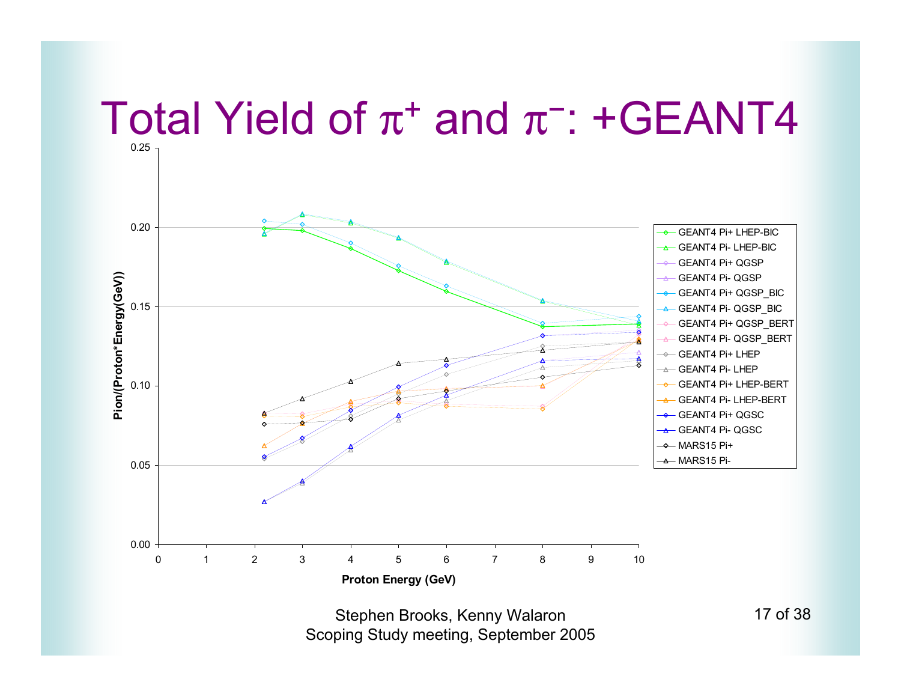# Total Yield of $\pi^+$ and $\pi^-$: +GEANT4

Pion/(Proton*Energy(GeV))

Proton Energy (GeV)

- GEANT4 Pi+ LHEP-BIC
- GEANT4 Pi- LHEP-BIC
- GEANT4 Pi+ QGSP
- GEANT4 Pi- QGSP
- GEANT4 Pi+ QGSP_BIC
- GEANT4 Pi- QGSP_BIC
- GEANT4 Pi+ QGSP_BERT
- GEANT4 Pi- QGSP_BERT
- GEANT4 Pi+ LHEP
- GEANT4 Pi- LHEP
- GEANT4 Pi+ LHEP-BERT
- GEANT4 Pi- LHEP-BERT
- GEANT4 Pi+ QGSC
- GEANT4 Pi- QGSC
- MARS15 Pi+
- MARS15 Pi-

Stephen Brooks, Kenny Walaron
Scoping Study meeting, September 2005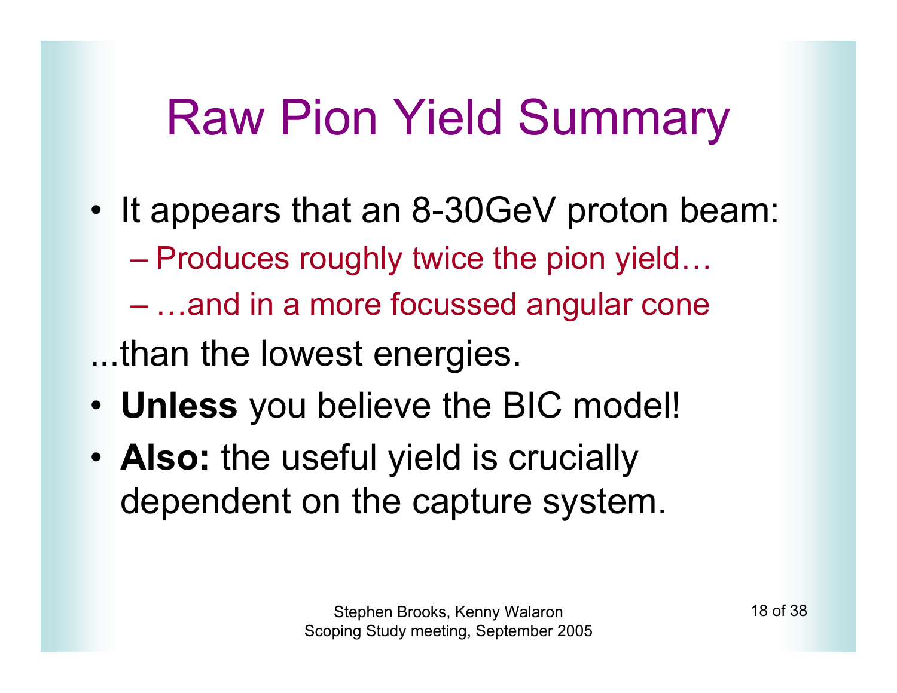# Raw Pion Yield Summary

- It appears that an 8-30GeV proton beam:
  - Produces roughly twice the pion yield…
  - …and in a more focussed angular cone

...than the lowest energies.

- **Unless** you believe the BIC model!
- **Also:** the useful yield is crucially dependent on the capture system.

Stephen Brooks, Kenny Walaron
Scoping Study meeting, September 2005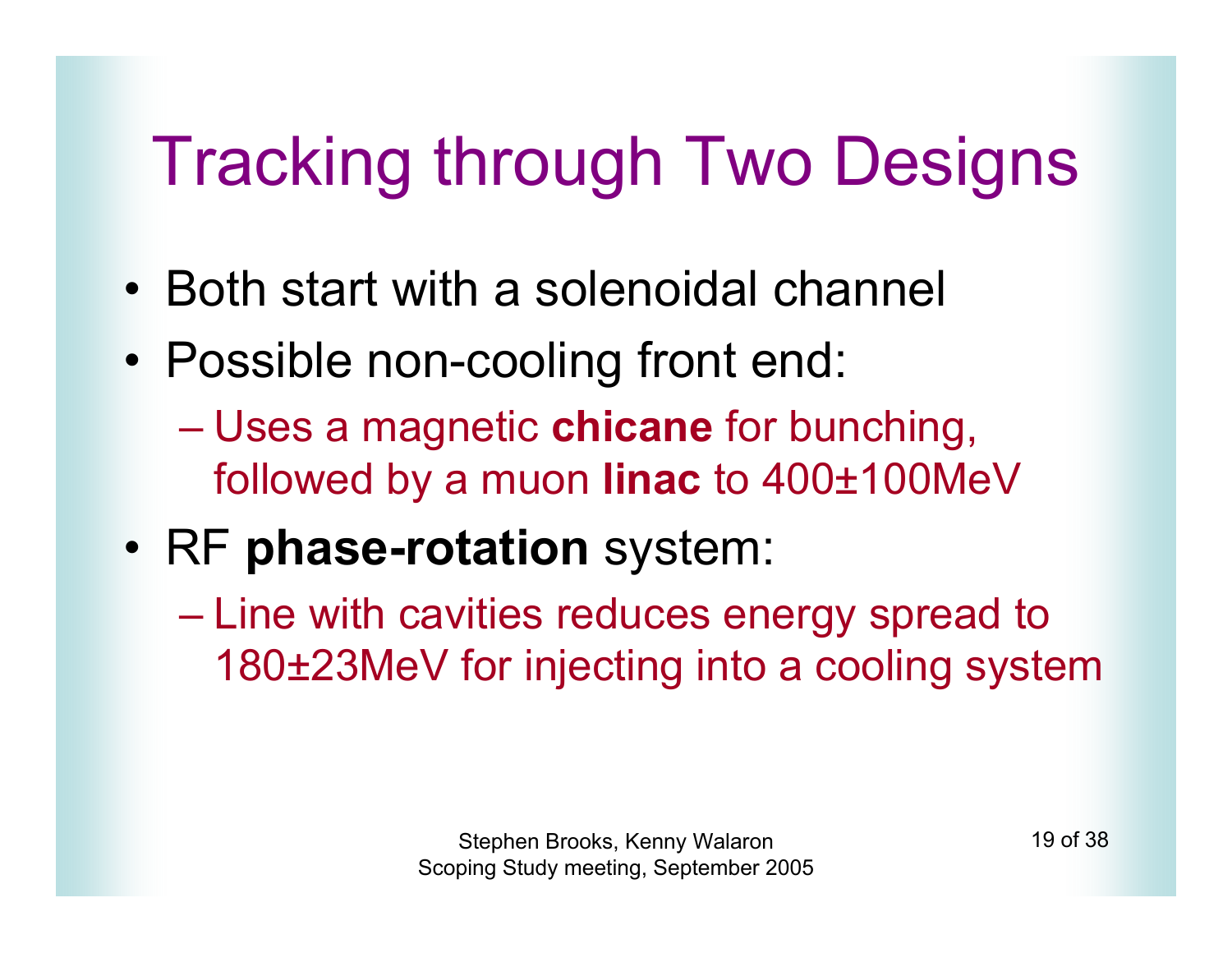# Tracking through Two Designs

- Both start with a solenoidal channel
- Possible non-cooling front end:
  - Uses a magnetic **chicane** for bunching, followed by a muon **linac** to 400±100MeV
- RF **phase-rotation** system:
  - Line with cavities reduces energy spread to 180±23MeV for injecting into a cooling system

Stephen Brooks, Kenny Walaron
Scoping Study meeting, September 2005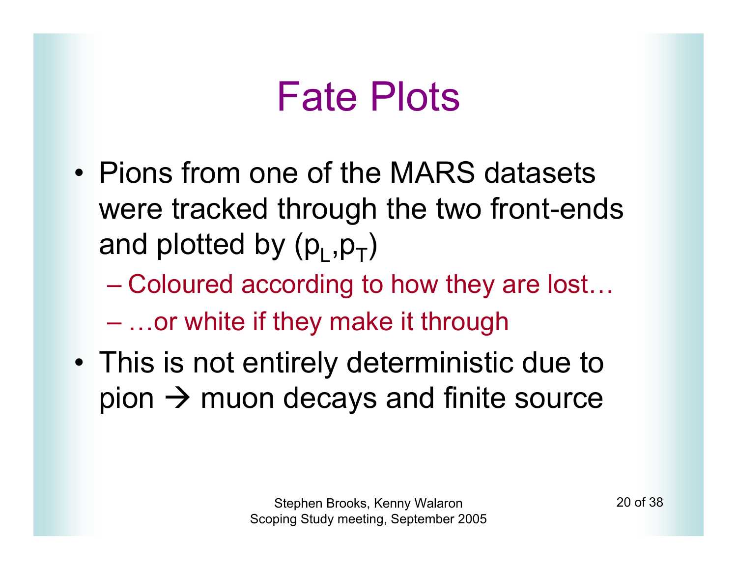# Fate Plots

- Pions from one of the MARS datasets were tracked through the two front-ends and plotted by ($p_L$,$p_T$)
  - Coloured according to how they are lost…
  - …or white if they make it through
- This is not entirely deterministic due to pion → muon decays and finite source

Stephen Brooks, Kenny Walaron
Scoping Study meeting, September 2005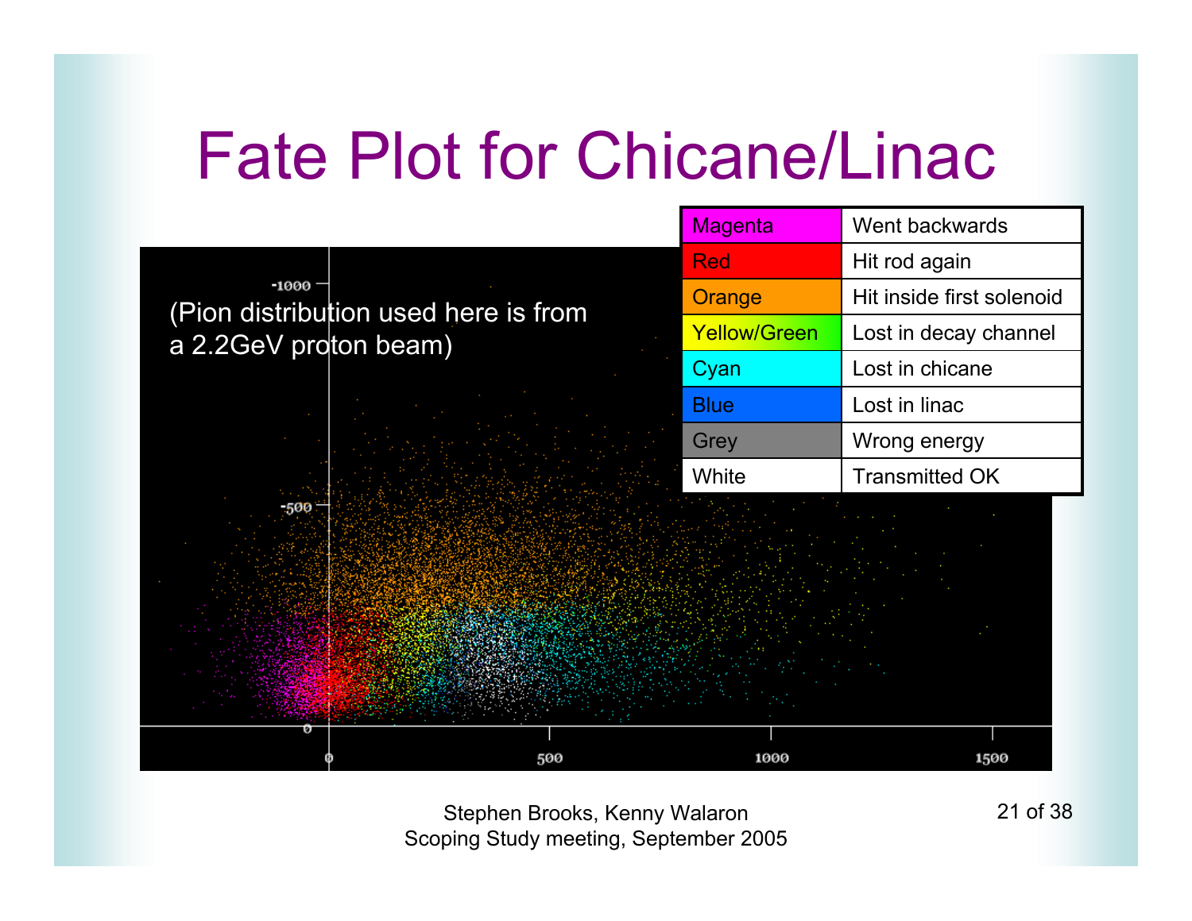# Fate Plot for Chicane/Linac

| Magenta | Went backwards |
|---|---|
| Red | Hit rod again |
| Orange | Hit inside first solenoid |
| Yellow/Green | Lost in decay channel |
| Cyan | Lost in chicane |
| Blue | Lost in linac |
| Grey | Wrong energy |
| White | Transmitted OK |

(Pion distribution used here is from a 2.2GeV proton beam)

Stephen Brooks, Kenny Walaron
Scoping Study meeting, September 2005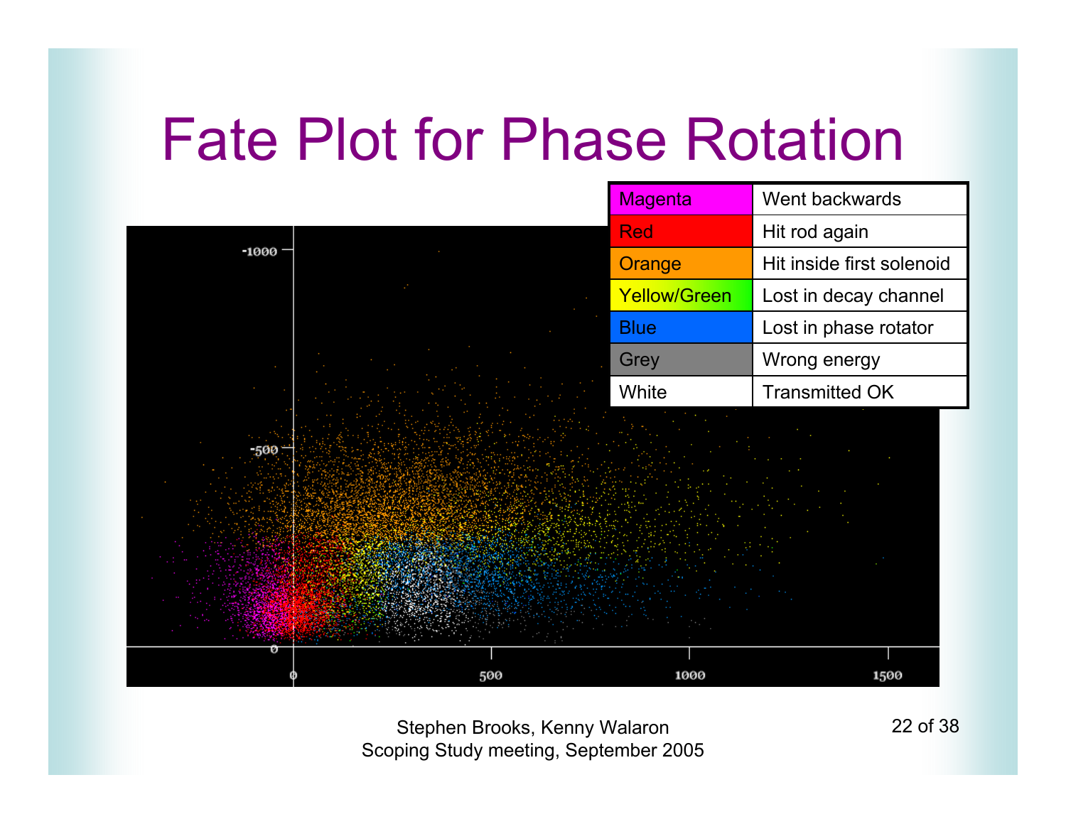# Fate Plot for Phase Rotation

| Magenta | Went backwards |
|---|---|
| Red | Hit rod again |
| Orange | Hit inside first solenoid |
| Yellow/Green | Lost in decay channel |
| Blue | Lost in phase rotator |
| Grey | Wrong energy |
| White | Transmitted OK |

Stephen Brooks, Kenny Walaron
Scoping Study meeting, September 2005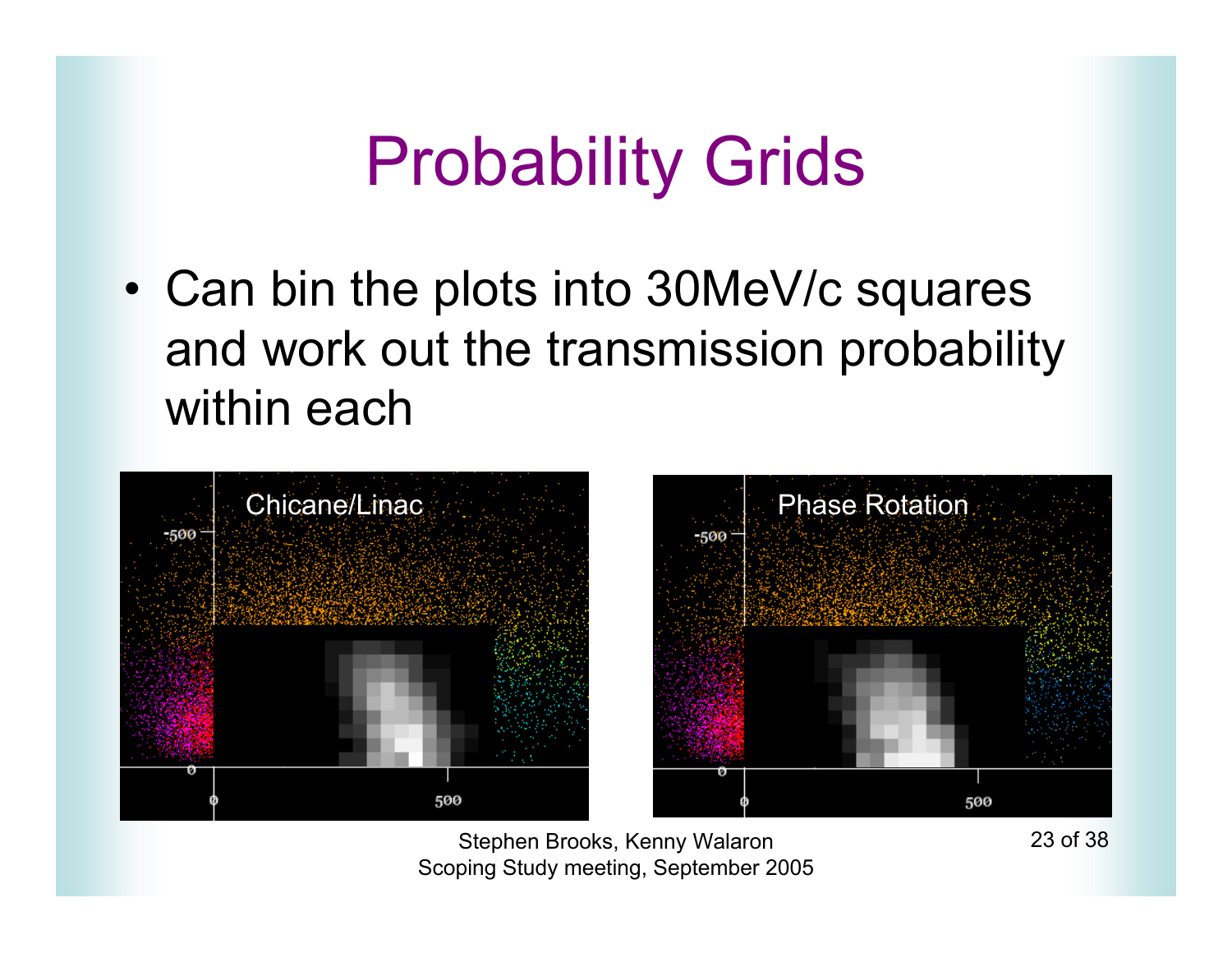# Probability Grids

- Can bin the plots into 30MeV/c squares and work out the transmission probability within each

Chicane/Linac

Phase Rotation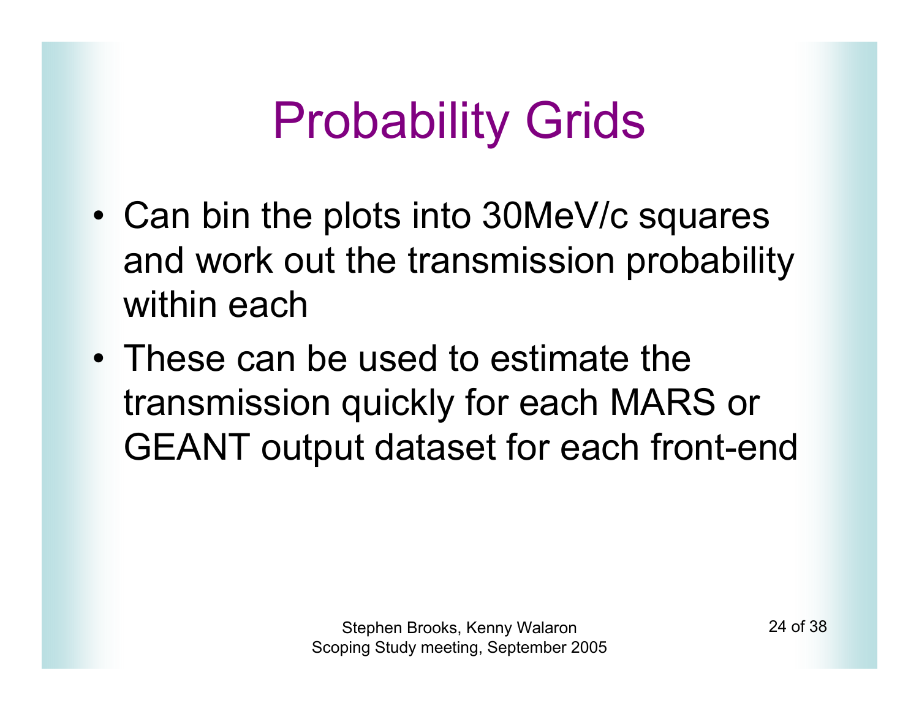# Probability Grids

- Can bin the plots into 30MeV/c squares and work out the transmission probability within each
- These can be used to estimate the transmission quickly for each MARS or GEANT output dataset for each front-end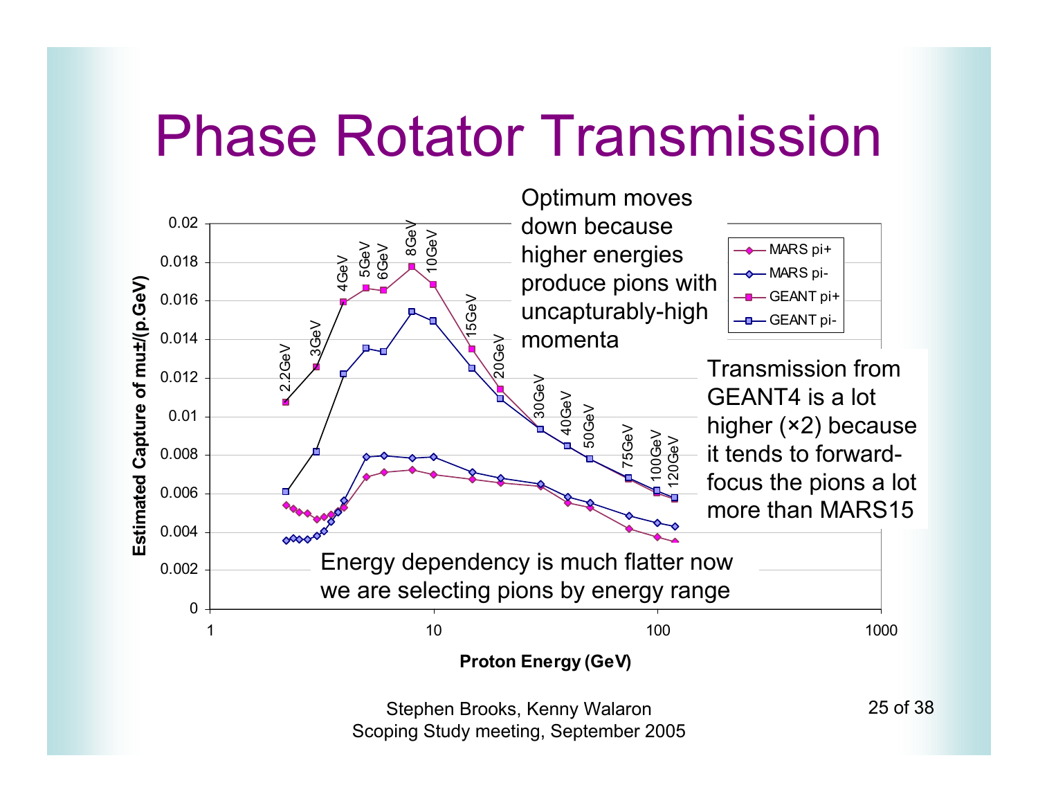# Phase Rotator Transmission

Optimum moves down because higher energies produce pions with uncapturably-high momenta

Transmission from GEANT4 is a lot higher (×2) because it tends to forward-focus the pions a lot more than MARS15

Energy dependency is much flatter now we are selecting pions by energy range

Stephen Brooks, Kenny Walaron
Scoping Study meeting, September 2005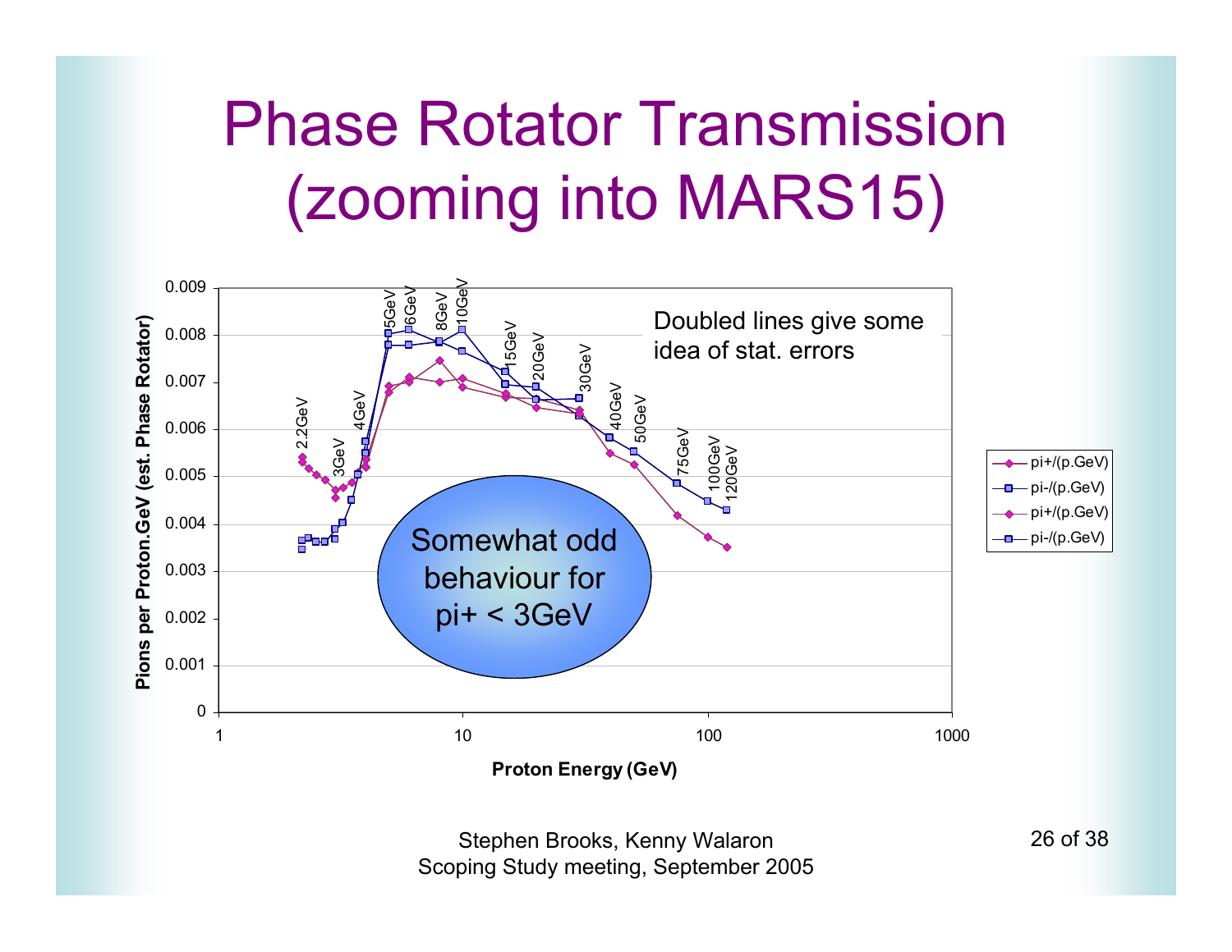# Phase Rotator Transmission (zooming into MARS15)

Doubled lines give some idea of stat. errors

Somewhat odd behaviour for pi+ < 3GeV

Stephen Brooks, Kenny Walaron
Scoping Study meeting, September 2005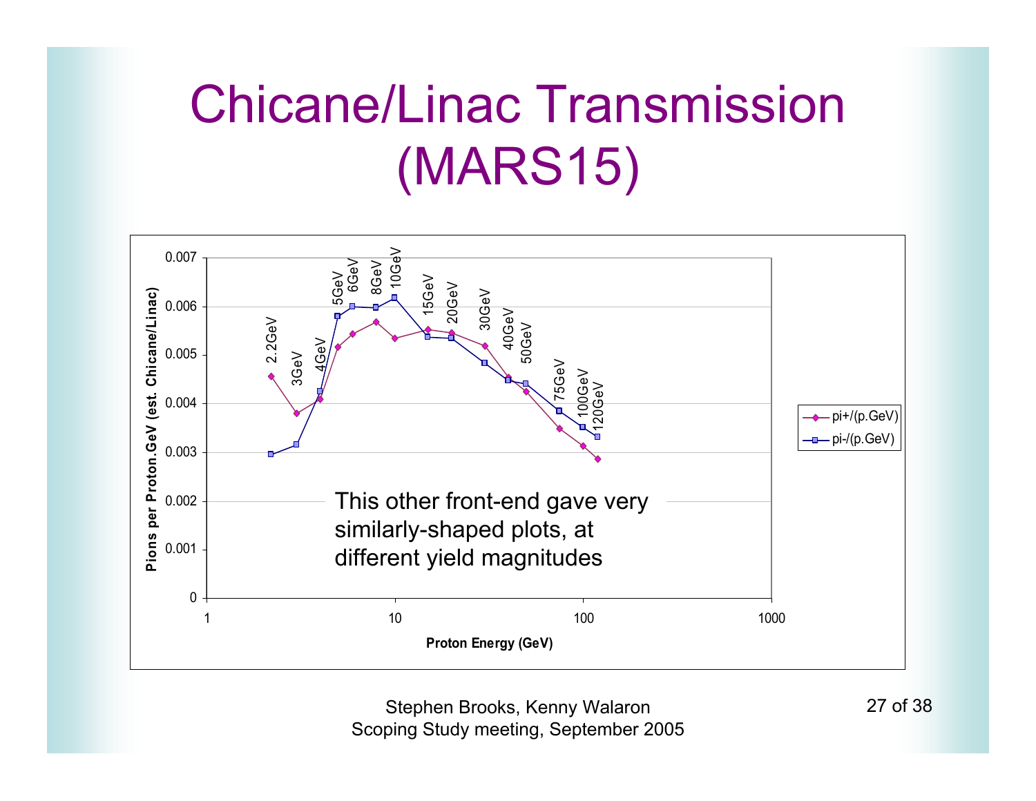# Chicane/Linac Transmission (MARS15)

Pions per Proton.GeV (est. Chicane/Linac)

Proton Energy (GeV)

Legend: pi+/(p.GeV), pi-/(p.GeV)

Data point labels: 2.2GeV, 3GeV, 4GeV, 5GeV, 6GeV, 8GeV, 10GeV, 15GeV, 20GeV, 30GeV, 40GeV, 50GeV, 75GeV, 100GeV, 120GeV

This other front-end gave very similarly-shaped plots, at different yield magnitudes

Stephen Brooks, Kenny Walaron
Scoping Study meeting, September 2005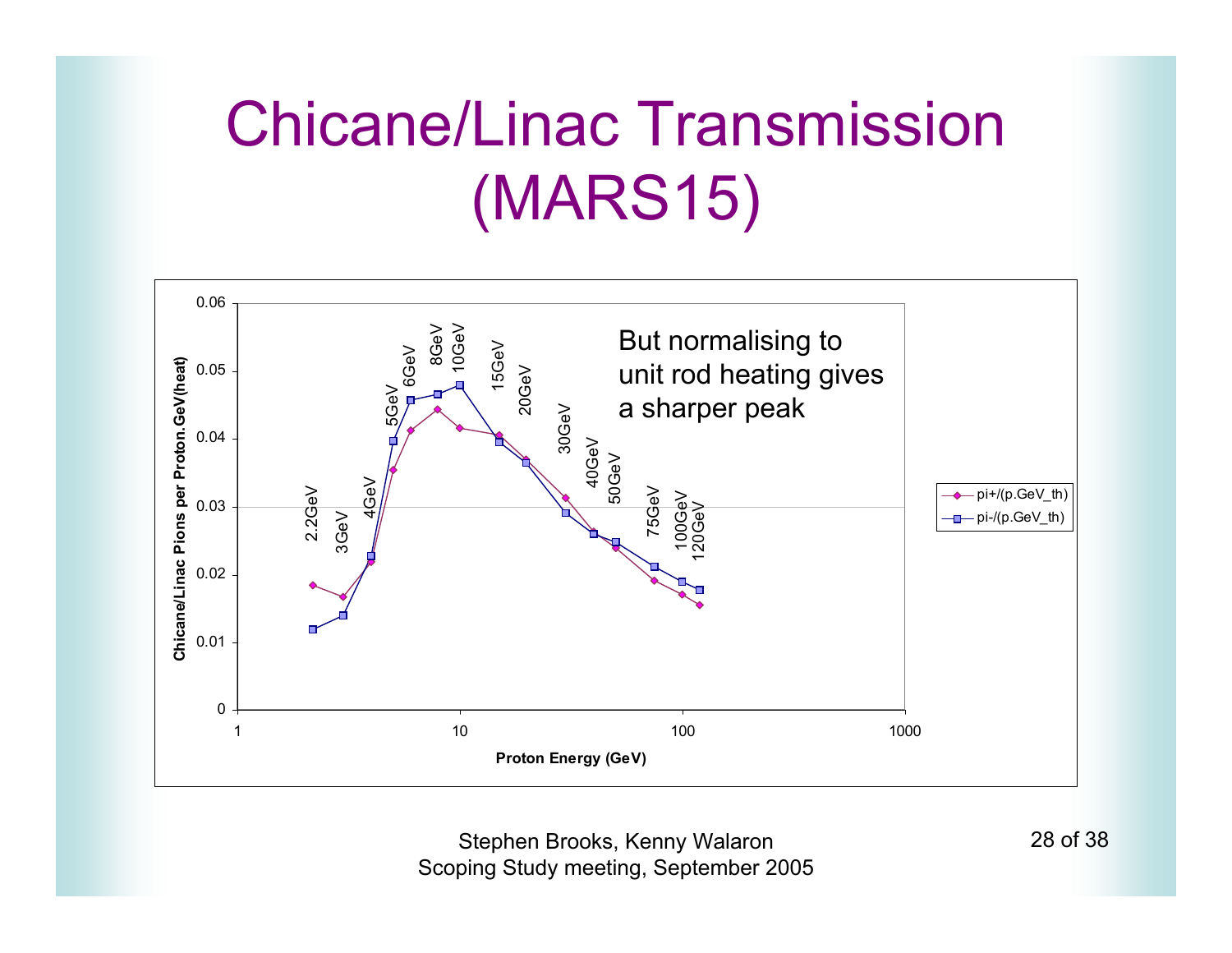# Chicane/Linac Transmission (MARS15)

But normalising to unit rod heating gives a sharper peak

Chicane/Linac Pions per Proton.GeV(heat)

Proton Energy (GeV)

Legend: pi+/(p.GeV_th), pi-/(p.GeV_th)

Data point labels: 2.2GeV, 3GeV, 4GeV, 5GeV, 6GeV, 8GeV, 10GeV, 15GeV, 20GeV, 30GeV, 40GeV, 50GeV, 75GeV, 100GeV, 120GeV

Stephen Brooks, Kenny Walaron
Scoping Study meeting, September 2005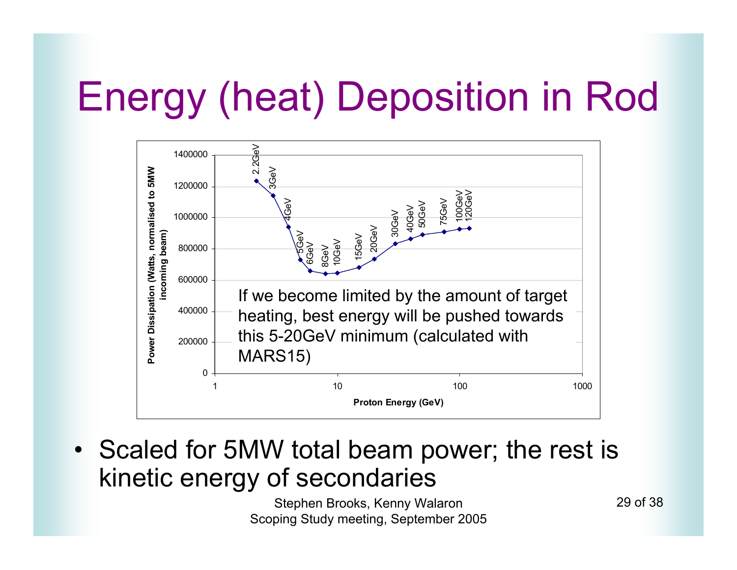# Energy (heat) Deposition in Rod

Power Dissipation (Watts, normalised to 5MW incoming beam) vs. Proton Energy (GeV)

| Proton Energy (GeV) | Power Dissipation (W, approx.) |
|---|---|
| 2.2 | 1235000 |
| 3 | 1140000 |
| 4 | 940000 |
| 5 | 730000 |
| 6 | 660000 |
| 8 | 640000 |
| 10 | 645000 |
| 15 | 680000 |
| 20 | 735000 |
| 30 | 830000 |
| 40 | 860000 |
| 50 | 890000 |
| 75 | 905000 |
| 100 | 925000 |
| 120 | 930000 |

If we become limited by the amount of target heating, best energy will be pushed towards this 5-20GeV minimum (calculated with MARS15)

- Scaled for 5MW total beam power; the rest is kinetic energy of secondaries

Stephen Brooks, Kenny Walaron
Scoping Study meeting, September 2005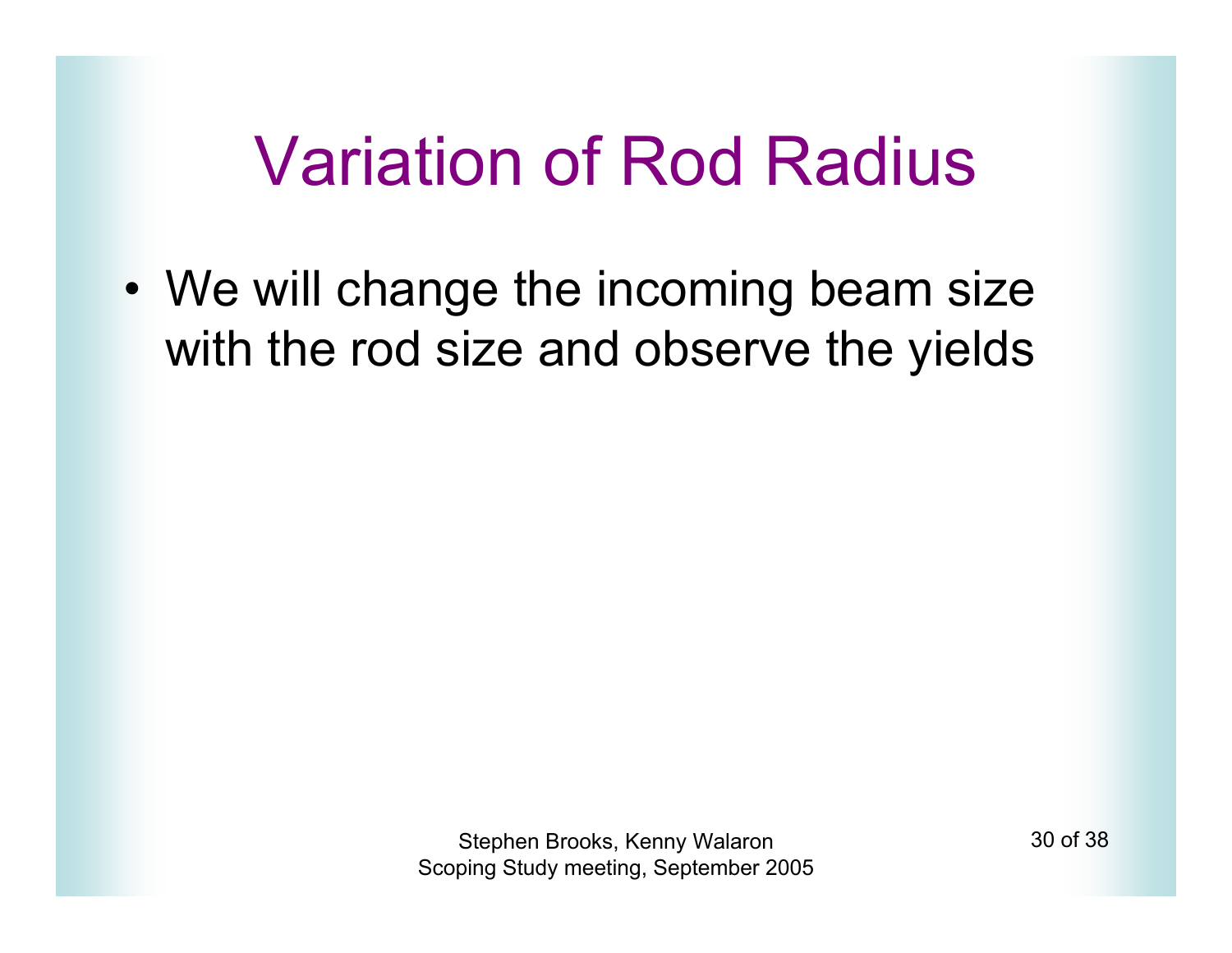# Variation of Rod Radius

- We will change the incoming beam size with the rod size and observe the yields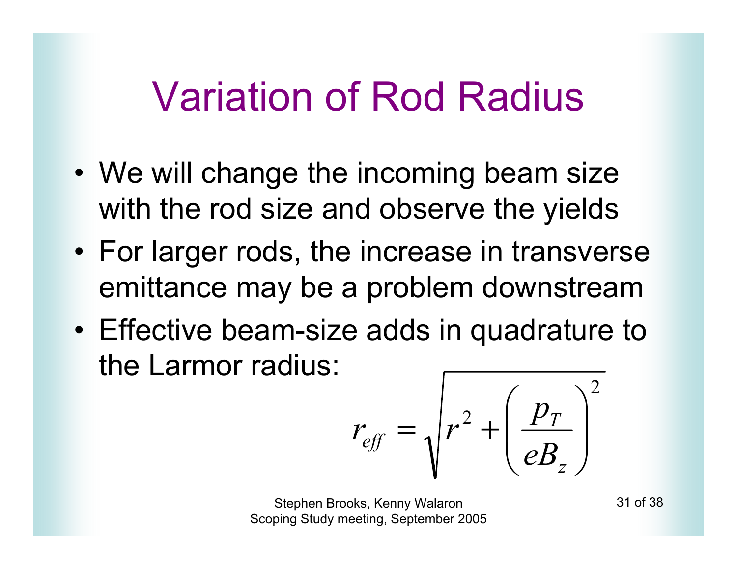# Variation of Rod Radius

- We will change the incoming beam size with the rod size and observe the yields
- For larger rods, the increase in transverse emittance may be a problem downstream
- Effective beam-size adds in quadrature to the Larmor radius:

$$r_{eff} = \sqrt{r^2 + \left(\frac{p_T}{eB_z}\right)^2}$$

Stephen Brooks, Kenny Walaron
Scoping Study meeting, September 2005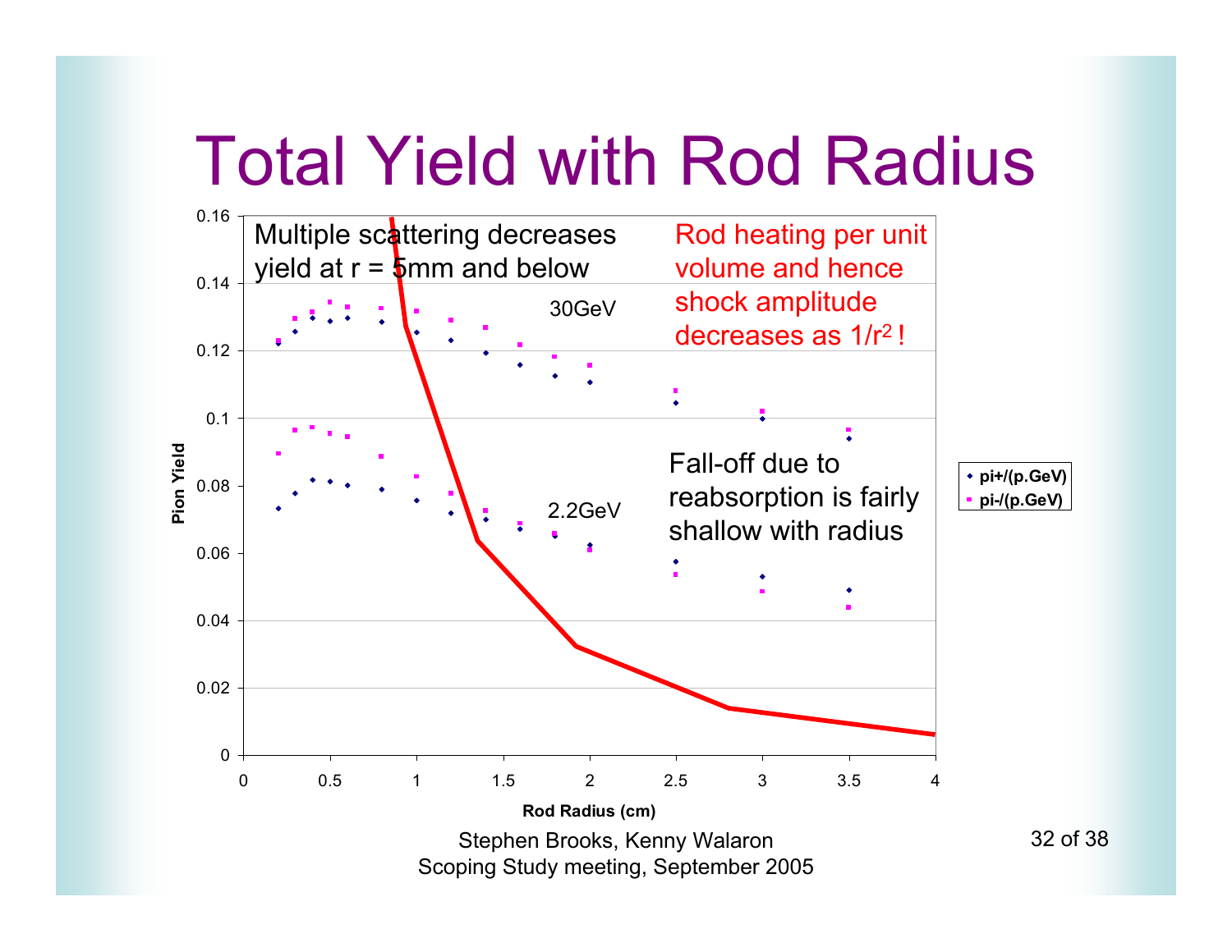# Total Yield with Rod Radius

Multiple scattering decreases yield at r = 5mm and below

Rod heating per unit volume and hence shock amplitude decreases as $1/r^2$ !

Fall-off due to reabsorption is fairly shallow with radius

30GeV

2.2GeV

Pion Yield

Rod Radius (cm)

- pi+/(p.GeV)
- pi-/(p.GeV)

Stephen Brooks, Kenny Walaron
Scoping Study meeting, September 2005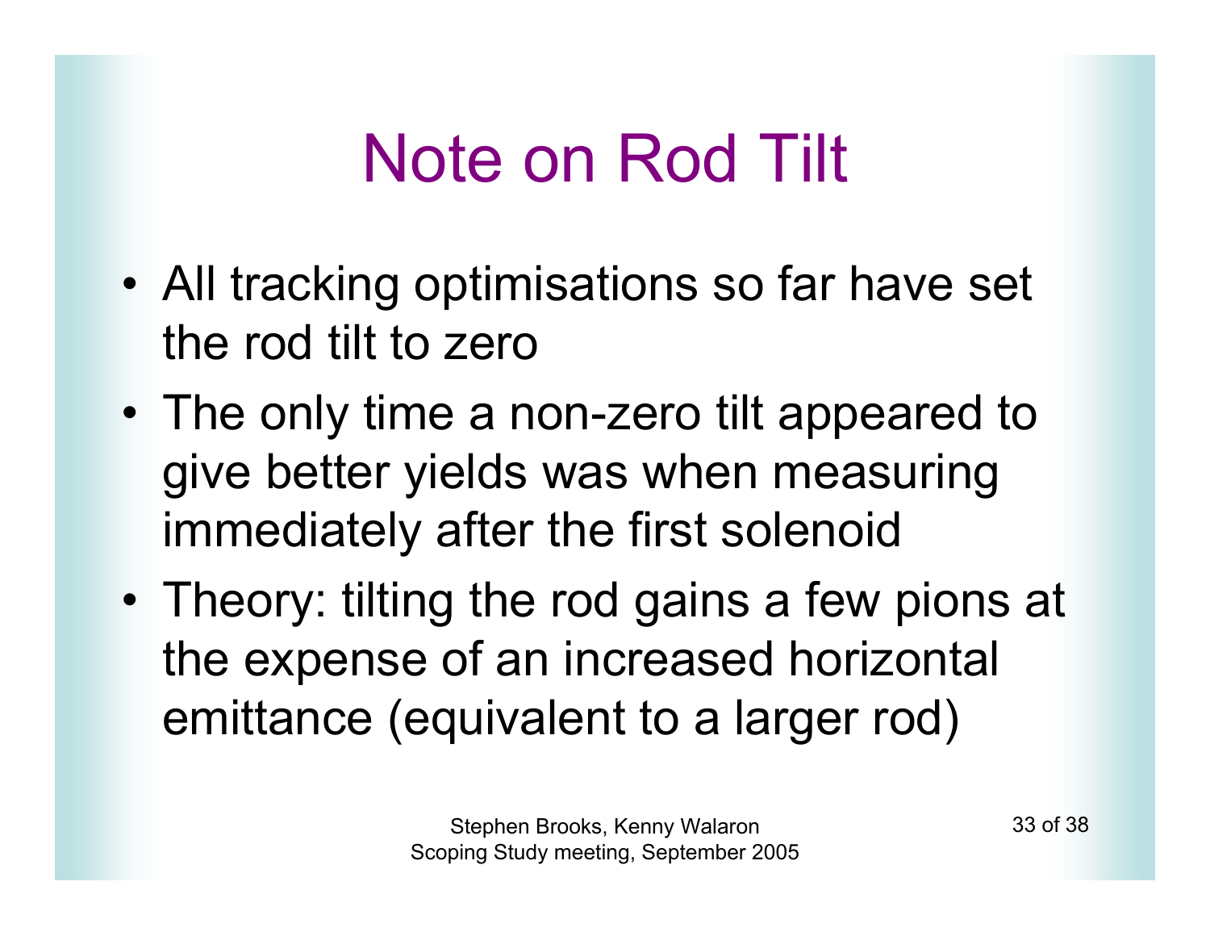# Note on Rod Tilt

- All tracking optimisations so far have set the rod tilt to zero
- The only time a non-zero tilt appeared to give better yields was when measuring immediately after the first solenoid
- Theory: tilting the rod gains a few pions at the expense of an increased horizontal emittance (equivalent to a larger rod)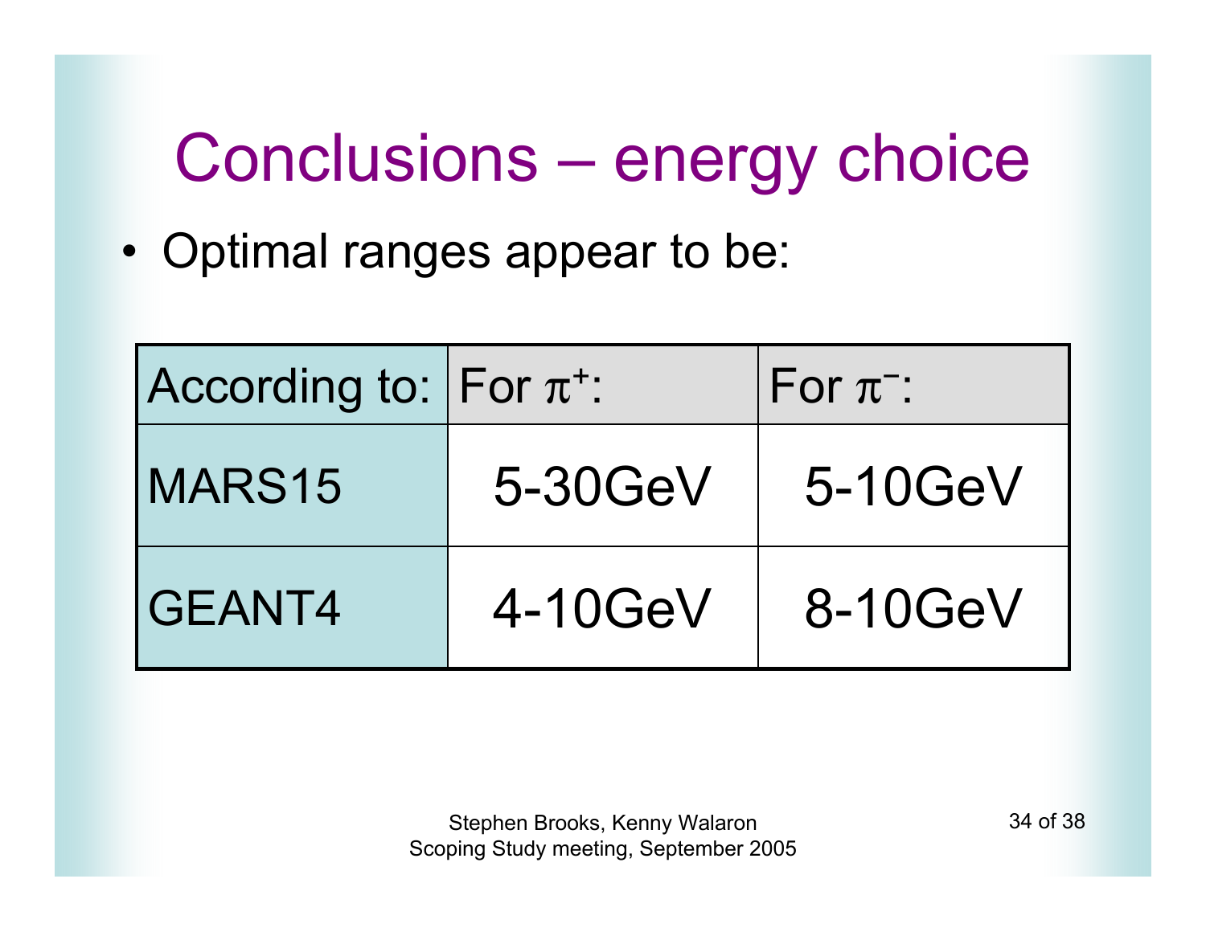# Conclusions – energy choice

- Optimal ranges appear to be:

| According to: | For $\pi^+$: | For $\pi^-$: |
| --- | --- | --- |
| MARS15 | 5-30GeV | 5-10GeV |
| GEANT4 | 4-10GeV | 8-10GeV |

Stephen Brooks, Kenny Walaron
Scoping Study meeting, September 2005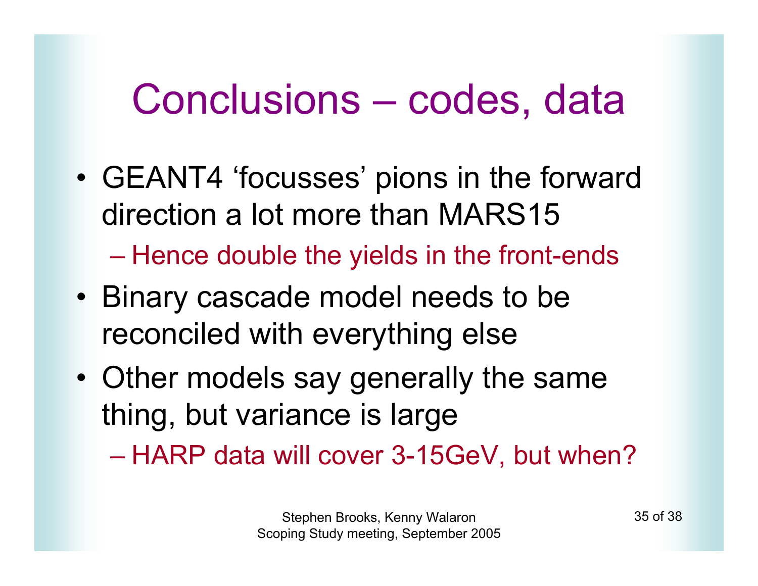# Conclusions – codes, data

- GEANT4 ‘focusses’ pions in the forward direction a lot more than MARS15
  - Hence double the yields in the front-ends
- Binary cascade model needs to be reconciled with everything else
- Other models say generally the same thing, but variance is large
  - HARP data will cover 3-15GeV, but when?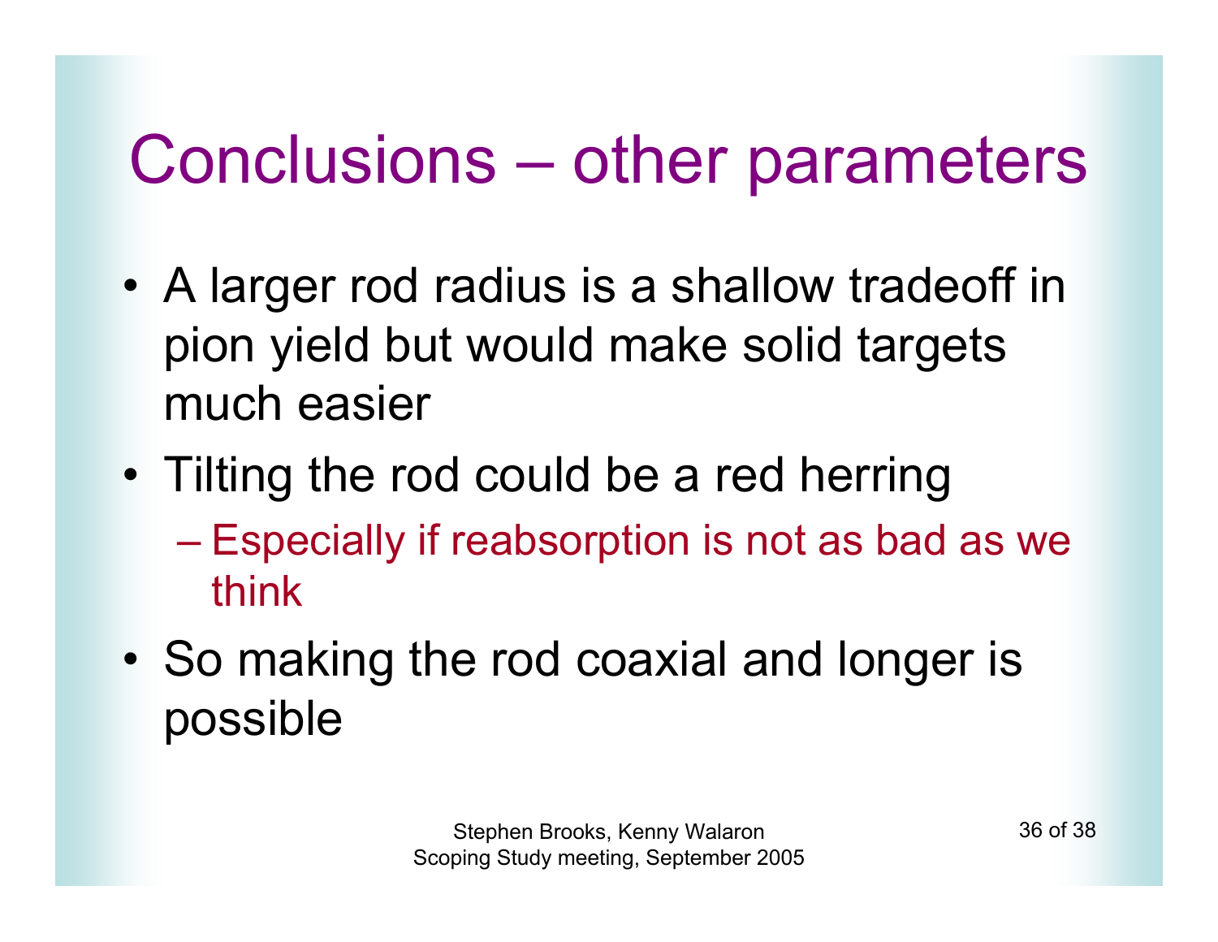# Conclusions – other parameters

- A larger rod radius is a shallow tradeoff in pion yield but would make solid targets much easier
- Tilting the rod could be a red herring
  - Especially if reabsorption is not as bad as we think
- So making the rod coaxial and longer is possible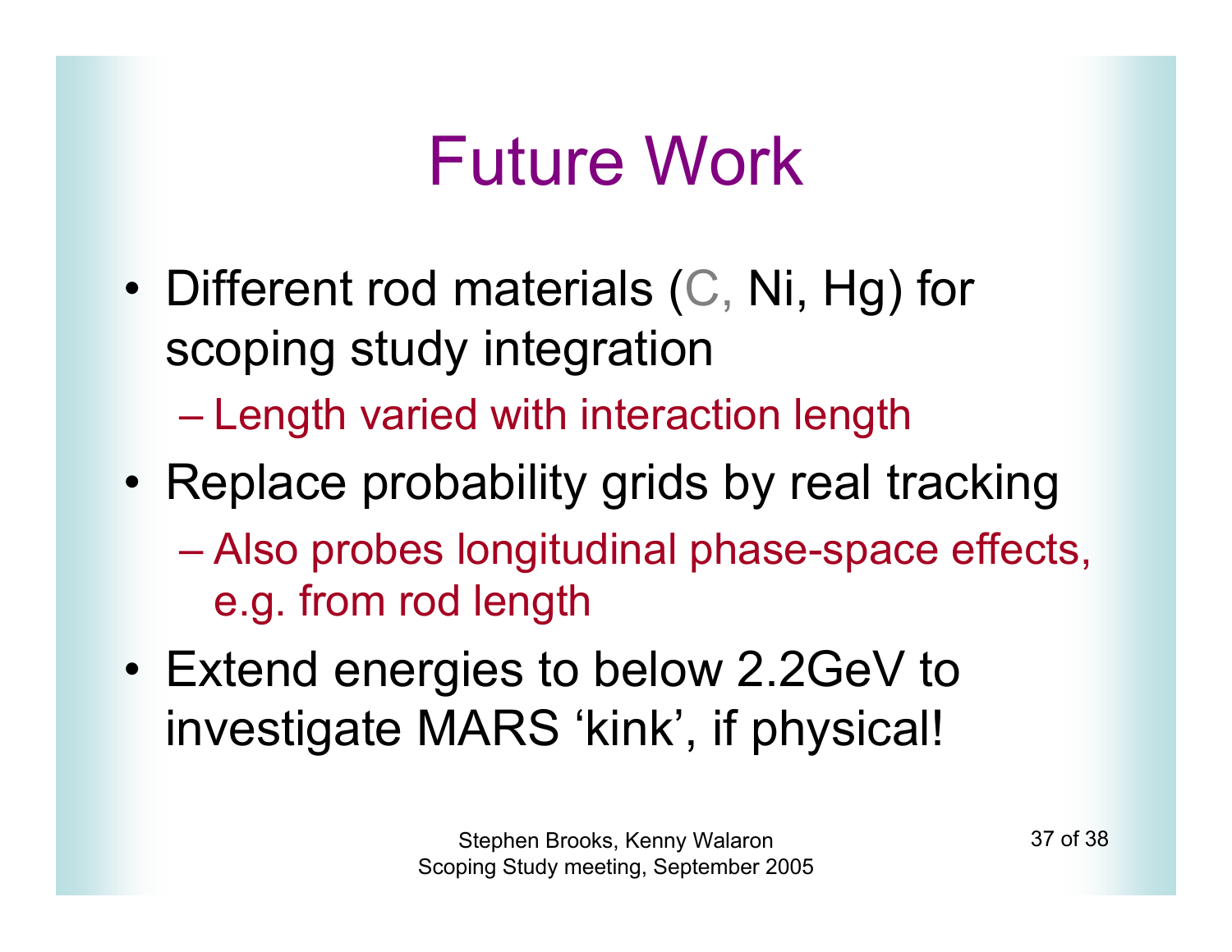# Future Work

- Different rod materials (C, Ni, Hg) for scoping study integration
  - Length varied with interaction length
- Replace probability grids by real tracking
  - Also probes longitudinal phase-space effects, e.g. from rod length
- Extend energies to below 2.2GeV to investigate MARS 'kink', if physical!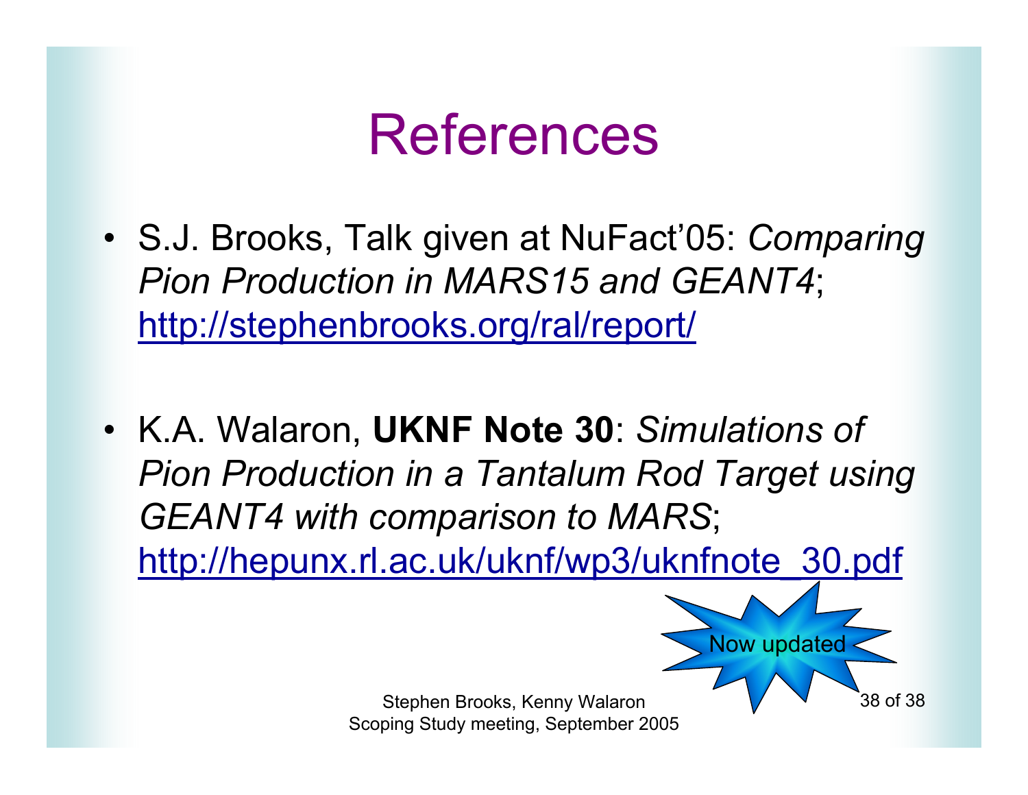# References

- S.J. Brooks, Talk given at NuFact'05: *Comparing Pion Production in MARS15 and GEANT4*; http://stephenbrooks.org/ral/report/

- K.A. Walaron, **UKNF Note 30**: *Simulations of Pion Production in a Tantalum Rod Target using GEANT4 with comparison to MARS*; http://hepunx.rl.ac.uk/uknf/wp3/uknfnote_30.pdf

Now updated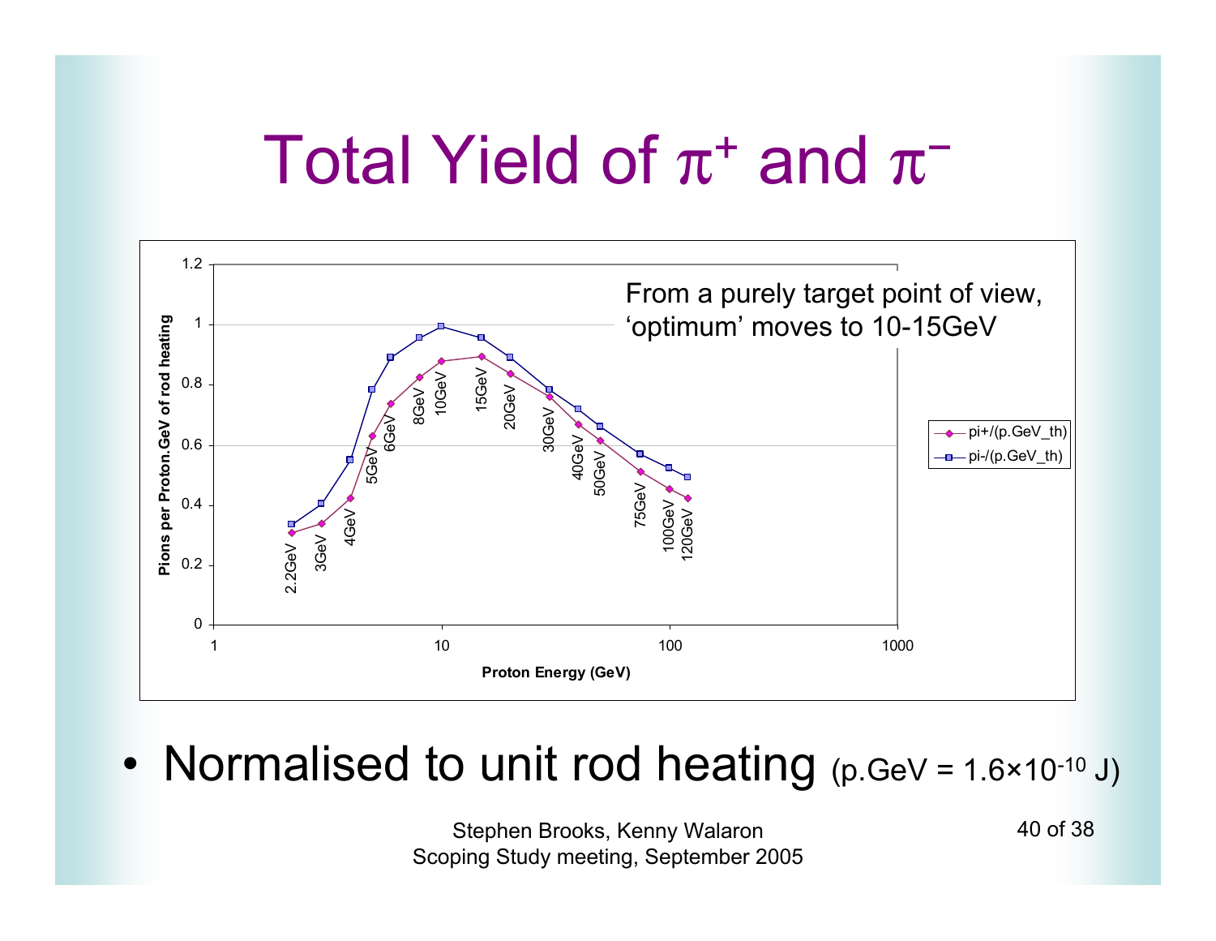# Total Yield of $\pi^+$ and $\pi^-$

From a purely target point of view, 'optimum' moves to 10-15GeV

| Proton Energy (GeV) | pi+/(p.GeV_th) | pi-/(p.GeV_th) |
|---|---|---|
| 2.2GeV | 0.31 | 0.34 |
| 3GeV | 0.34 | 0.41 |
| 4GeV | 0.43 | 0.55 |
| 5GeV | 0.63 | 0.79 |
| 6GeV | 0.74 | 0.89 |
| 8GeV | 0.83 | 0.96 |
| 10GeV | 0.88 | 1.00 |
| 15GeV | 0.90 | 0.96 |
| 20GeV | 0.84 | 0.89 |
| 30GeV | 0.76 | 0.79 |
| 40GeV | 0.67 | 0.72 |
| 50GeV | 0.62 | 0.67 |
| 75GeV | 0.51 | 0.57 |
| 100GeV | 0.46 | 0.53 |
| 120GeV | 0.43 | 0.50 |

- Normalised to unit rod heating (p.GeV = $1.6\times10^{-10}$ J)

Stephen Brooks, Kenny Walaron
Scoping Study meeting, September 2005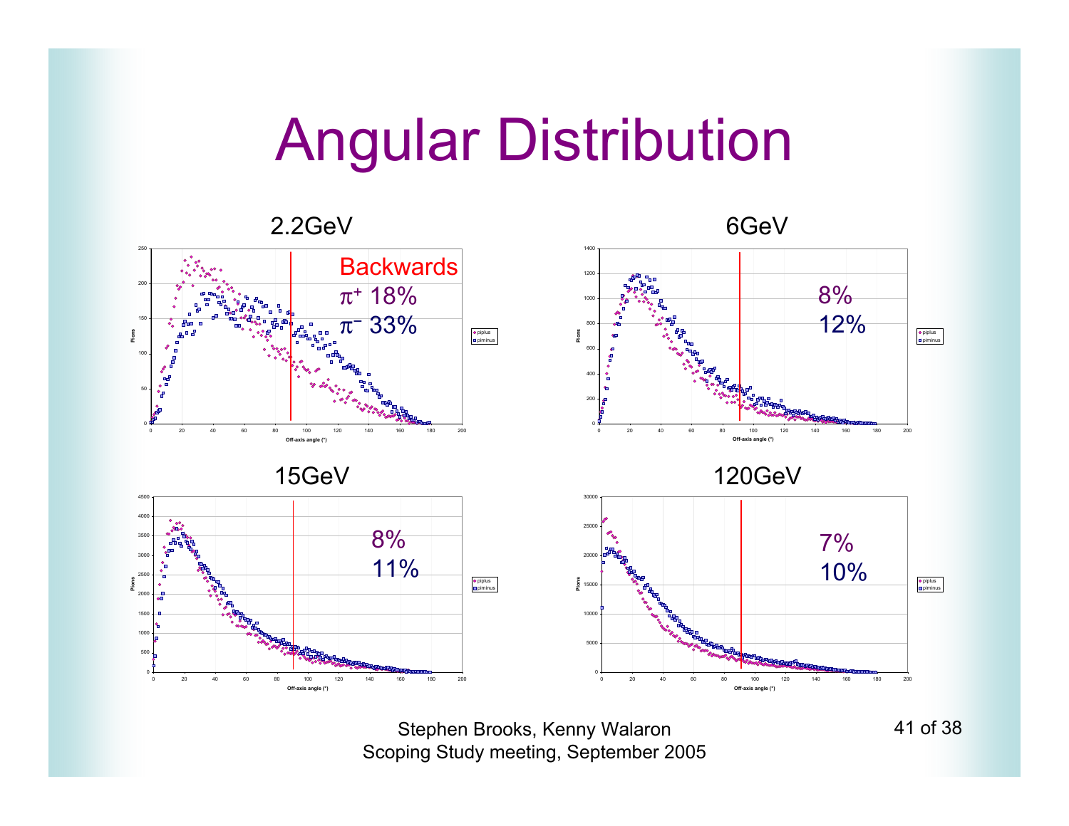# Angular Distribution

### 2.2GeV

Backwards

$\pi^+$ 18%

$\pi^-$ 33%

### 6GeV

8%

12%

### 15GeV

8%

11%

### 120GeV

7%

10%

Stephen Brooks, Kenny Walaron
Scoping Study meeting, September 2005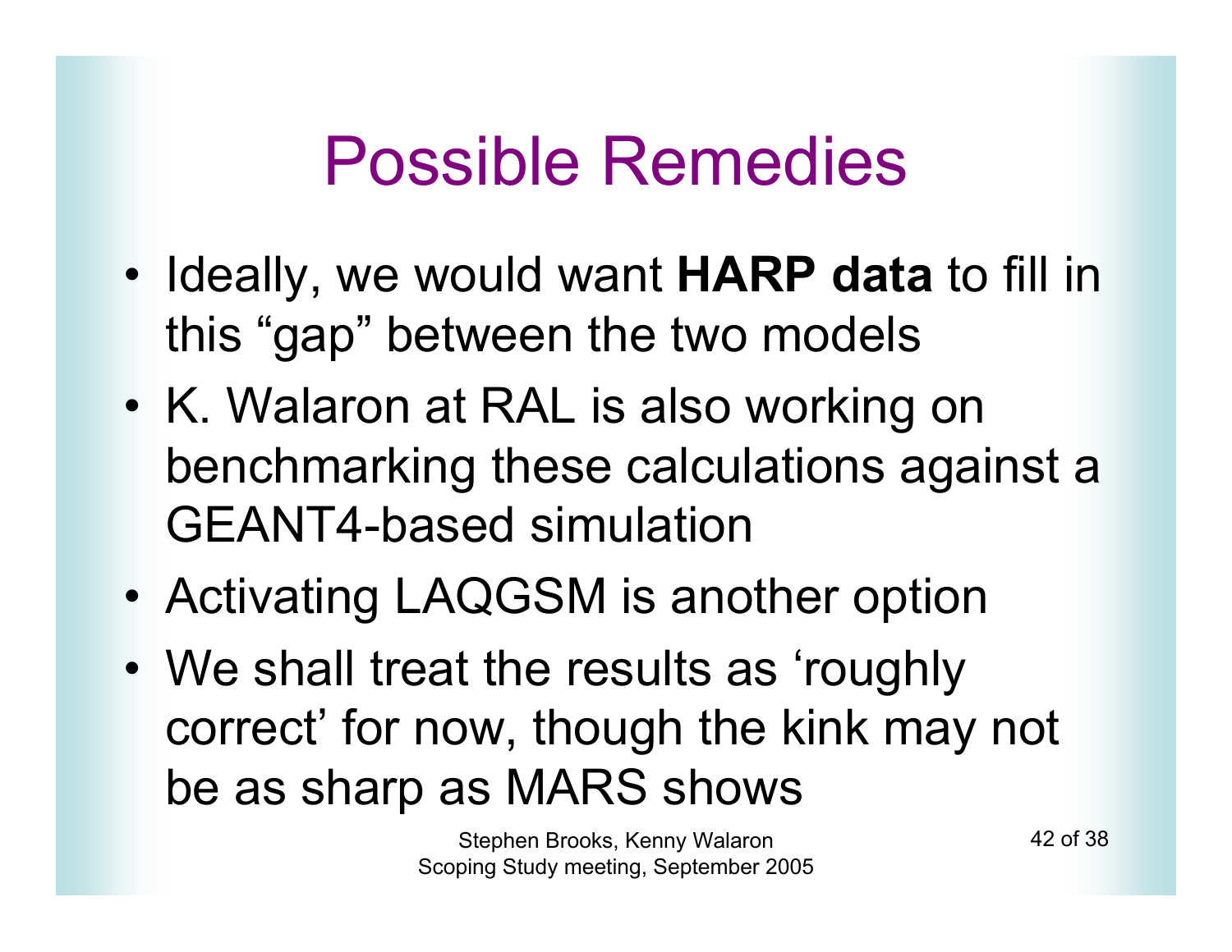# Possible Remedies

- Ideally, we would want **HARP data** to fill in this “gap” between the two models
- K. Walaron at RAL is also working on benchmarking these calculations against a GEANT4-based simulation
- Activating LAQGSM is another option
- We shall treat the results as ‘roughly correct’ for now, though the kink may not be as sharp as MARS shows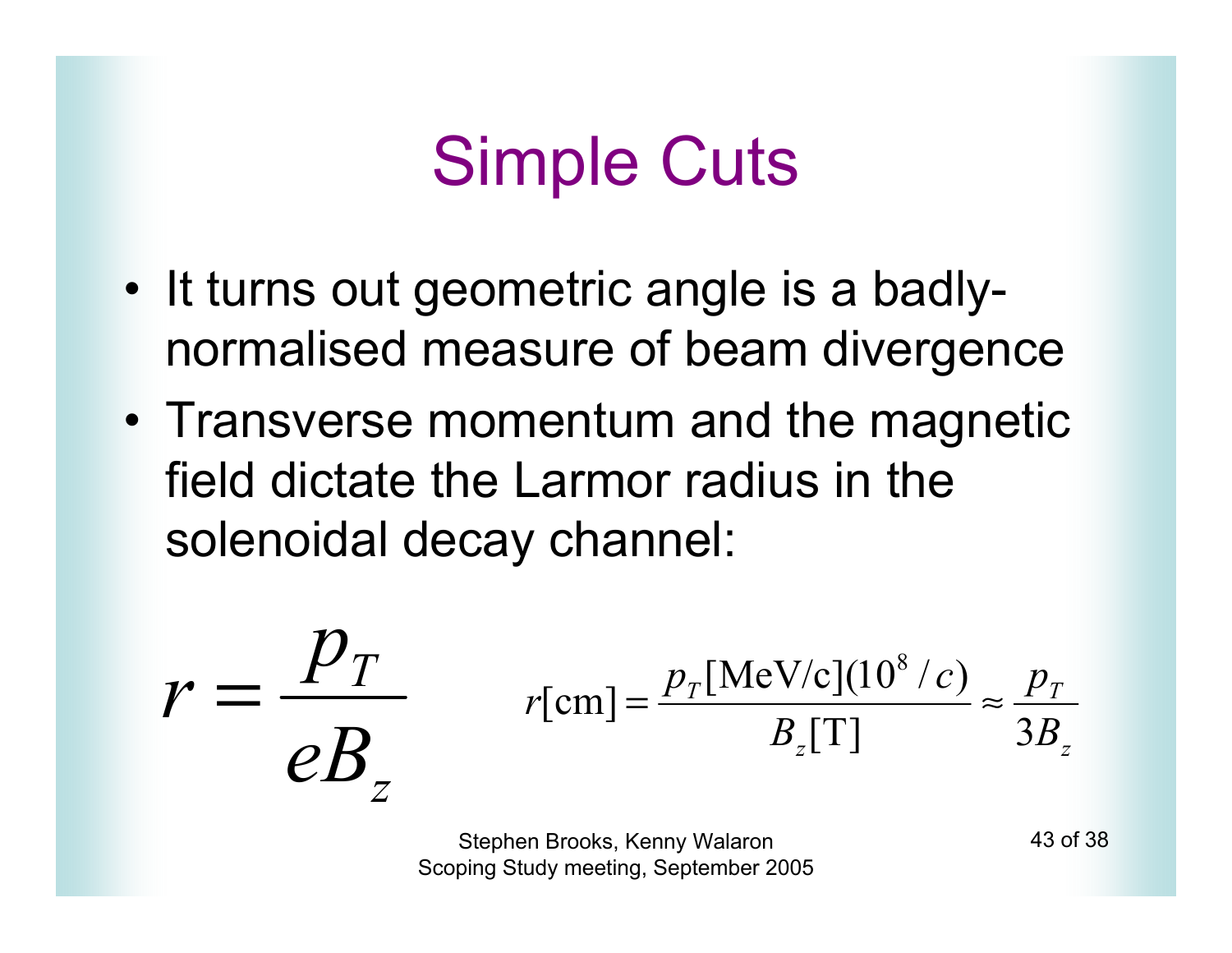# Simple Cuts

- It turns out geometric angle is a badly-normalised measure of beam divergence
- Transverse momentum and the magnetic field dictate the Larmor radius in the solenoidal decay channel:

$$r = \frac{p_T}{eB_z}$$

$$r[\mathrm{cm}] = \frac{p_T[\mathrm{MeV/c}](10^8/c)}{B_z[\mathrm{T}]} \approx \frac{p_T}{3B_z}$$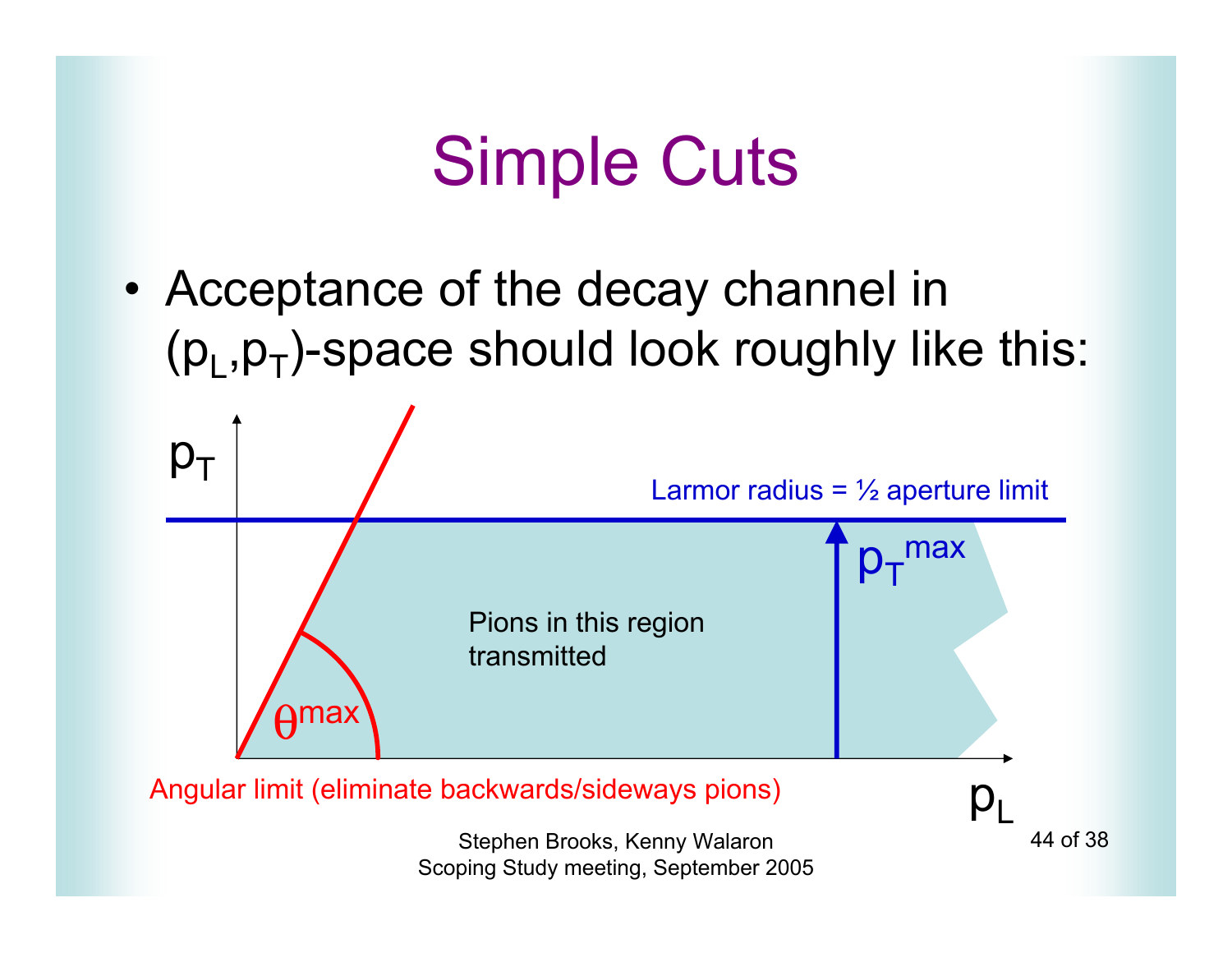# Simple Cuts

- Acceptance of the decay channel in $(p_L, p_T)$-space should look roughly like this:

$p_T$

Larmor radius = ½ aperture limit

$p_T^{max}$

Pions in this region transmitted

$\theta^{max}$

Angular limit (eliminate backwards/sideways pions)

$p_L$

Stephen Brooks, Kenny Walaron
Scoping Study meeting, September 2005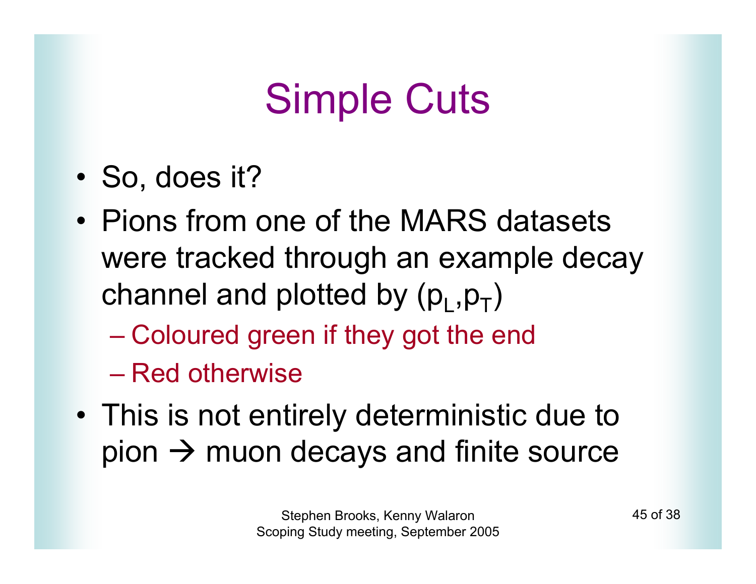# Simple Cuts

- So, does it?
- Pions from one of the MARS datasets were tracked through an example decay channel and plotted by $(p_L,p_T)$
  - Coloured green if they got the end
  - Red otherwise
- This is not entirely deterministic due to pion → muon decays and finite source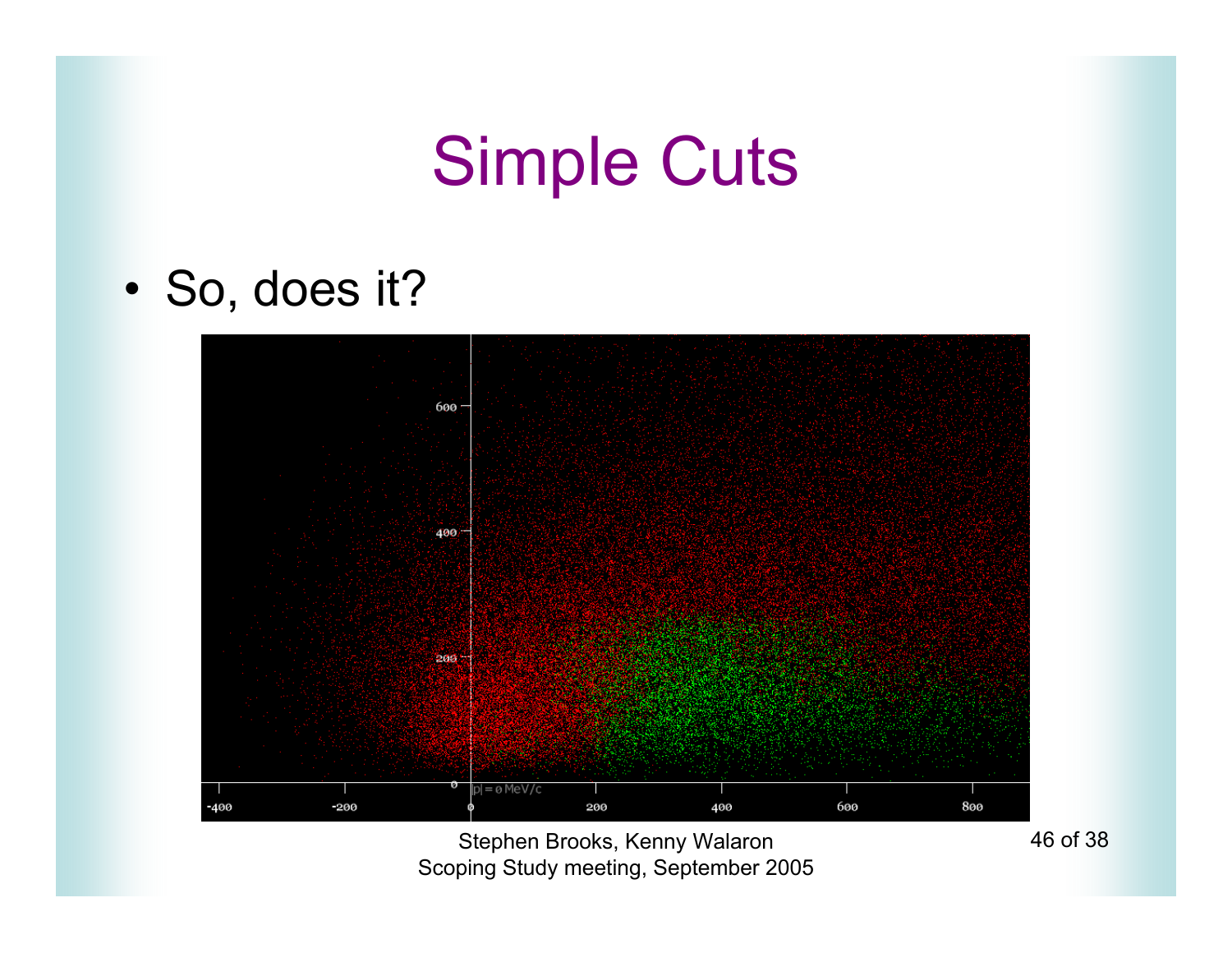# Simple Cuts

- So, does it?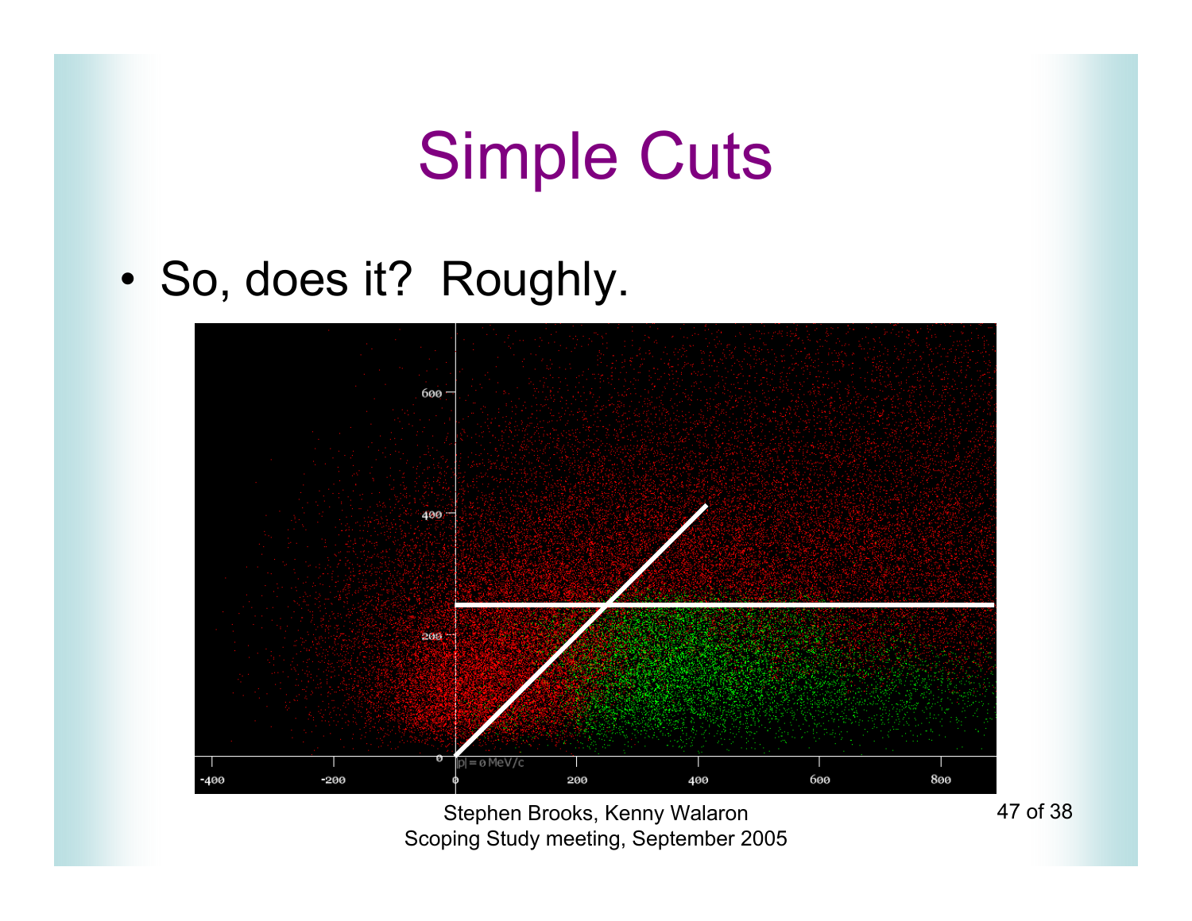# Simple Cuts

- So, does it? Roughly.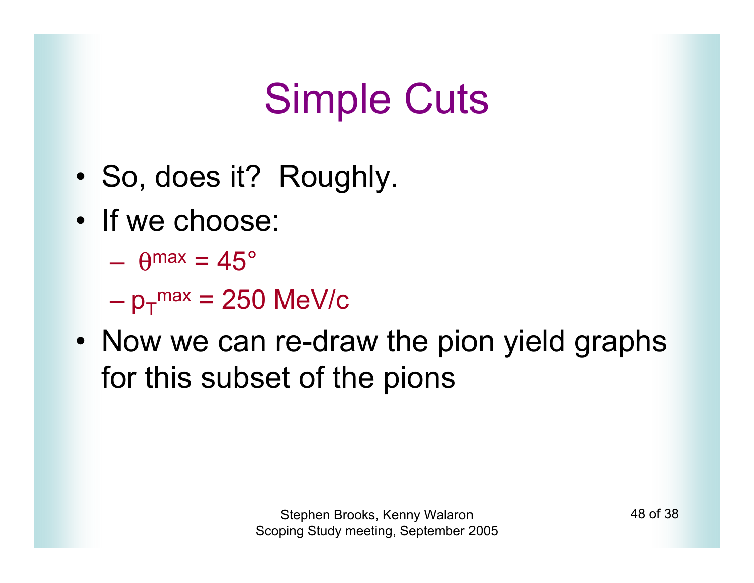# Simple Cuts

- So, does it? Roughly.
- If we choose:
  - $\theta^{max} = 45°$
  - $p_T^{max} = 250$ MeV/c
- Now we can re-draw the pion yield graphs for this subset of the pions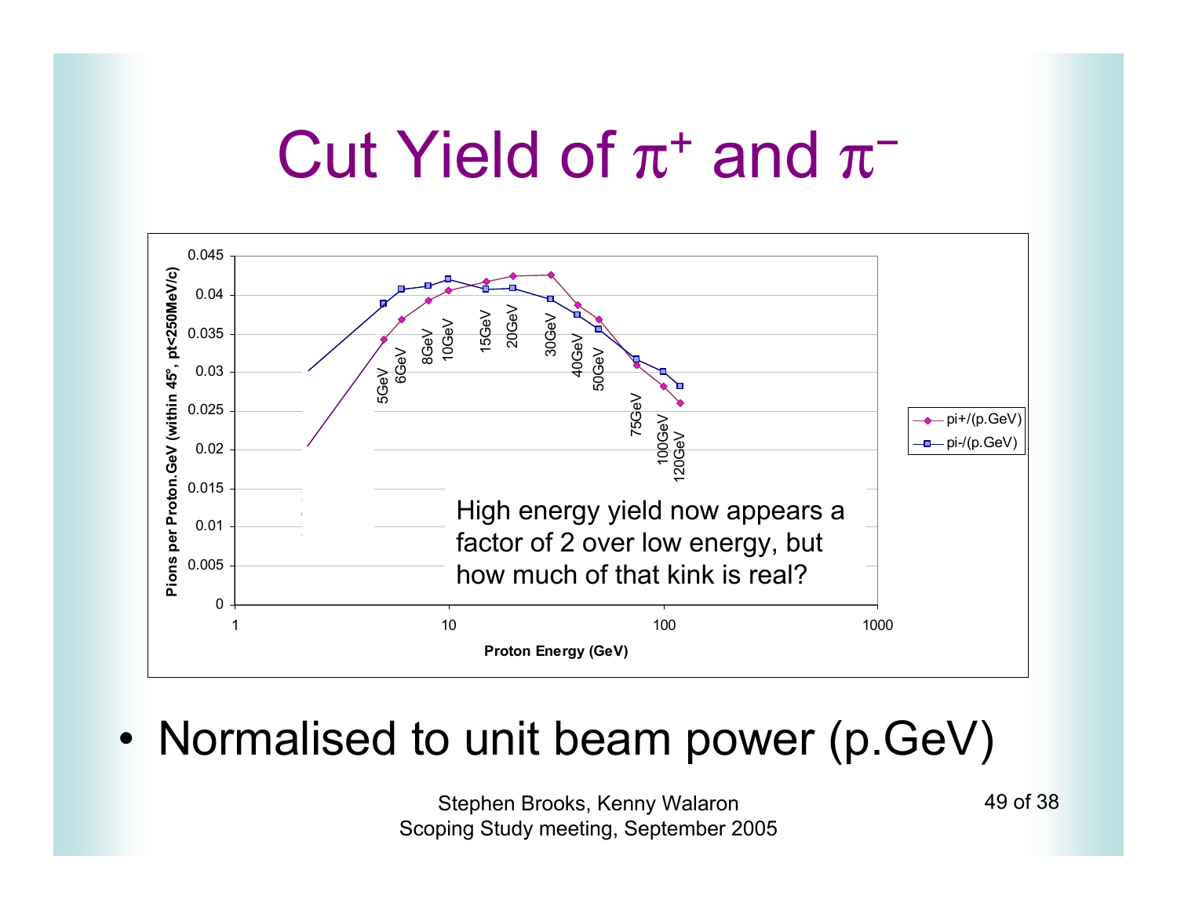# Cut Yield of $\pi^+$ and $\pi^-$

High energy yield now appears a factor of 2 over low energy, but how much of that kink is real?

- Normalised to unit beam power (p.GeV)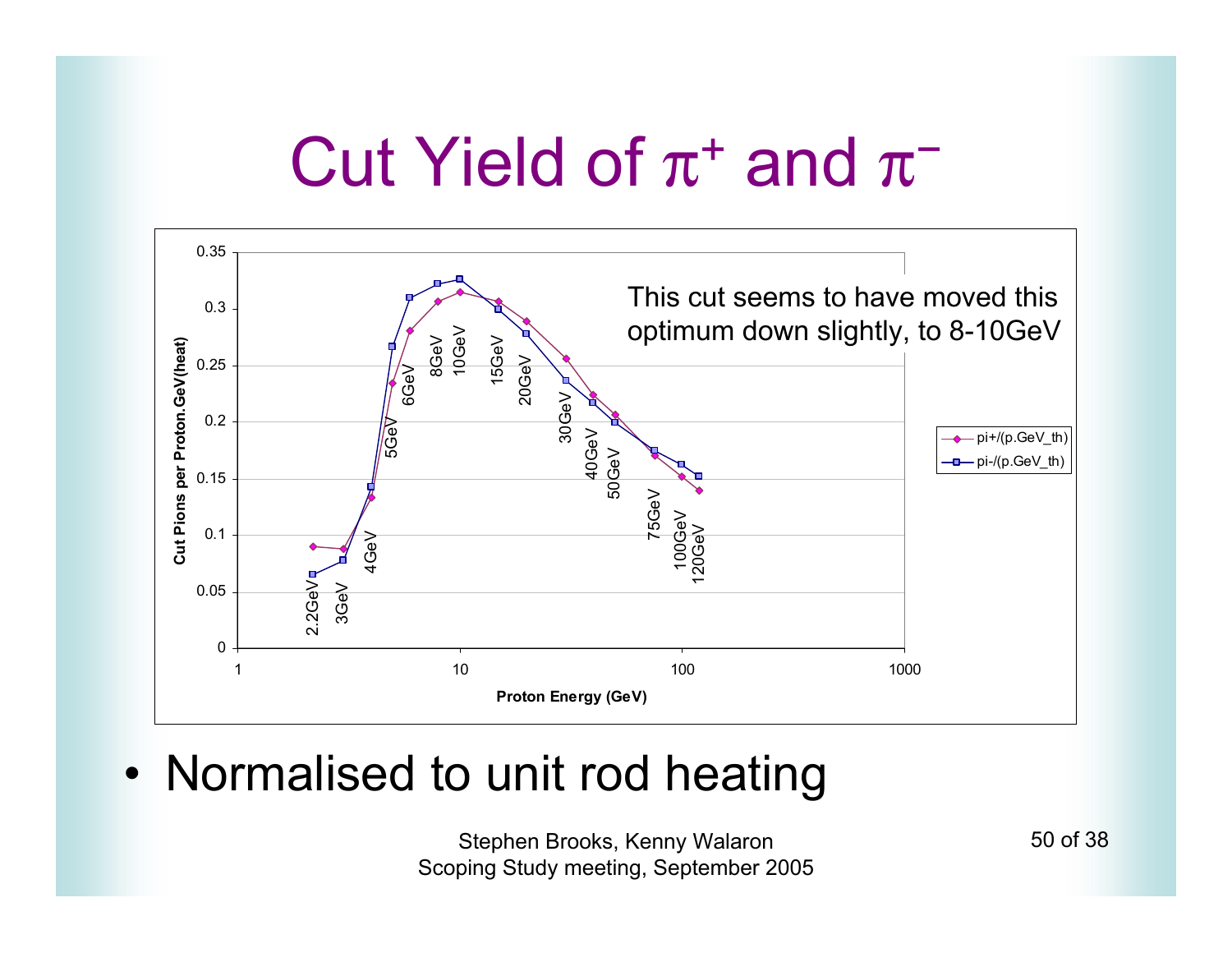# Cut Yield of $\pi^+$ and $\pi^-$

This cut seems to have moved this optimum down slightly, to 8-10GeV

Cut Pions per Proton.GeV(heat)

Proton Energy (GeV)

pi+/(p.GeV_th)

pi-/(p.GeV_th)

- Normalised to unit rod heating

Stephen Brooks, Kenny Walaron
Scoping Study meeting, September 2005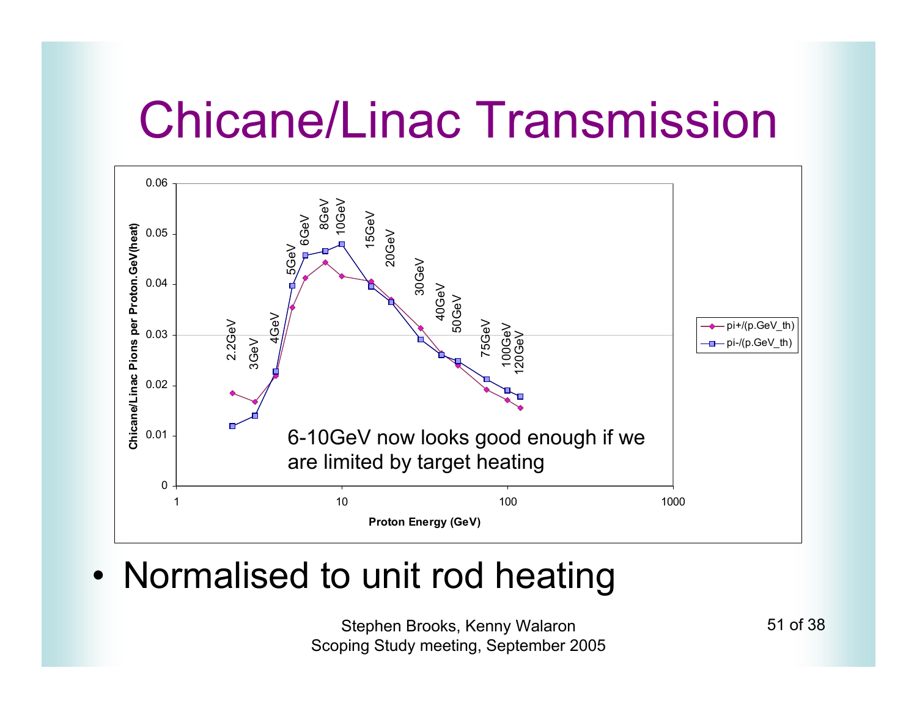# Chicane/Linac Transmission

6-10GeV now looks good enough if we are limited by target heating

- Normalised to unit rod heating

Stephen Brooks, Kenny Walaron
Scoping Study meeting, September 2005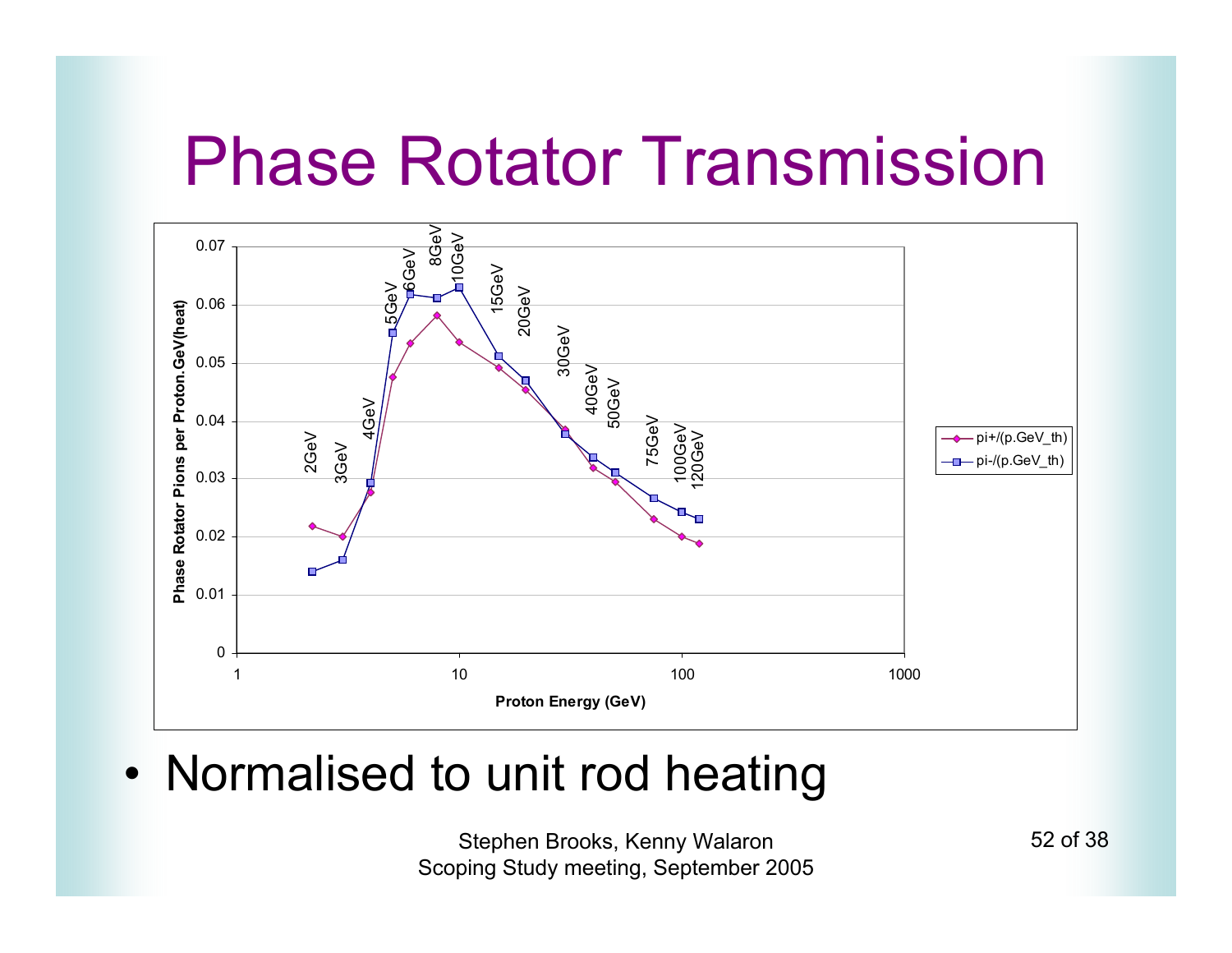# Phase Rotator Transmission

- Normalised to unit rod heating

Stephen Brooks, Kenny Walaron
Scoping Study meeting, September 2005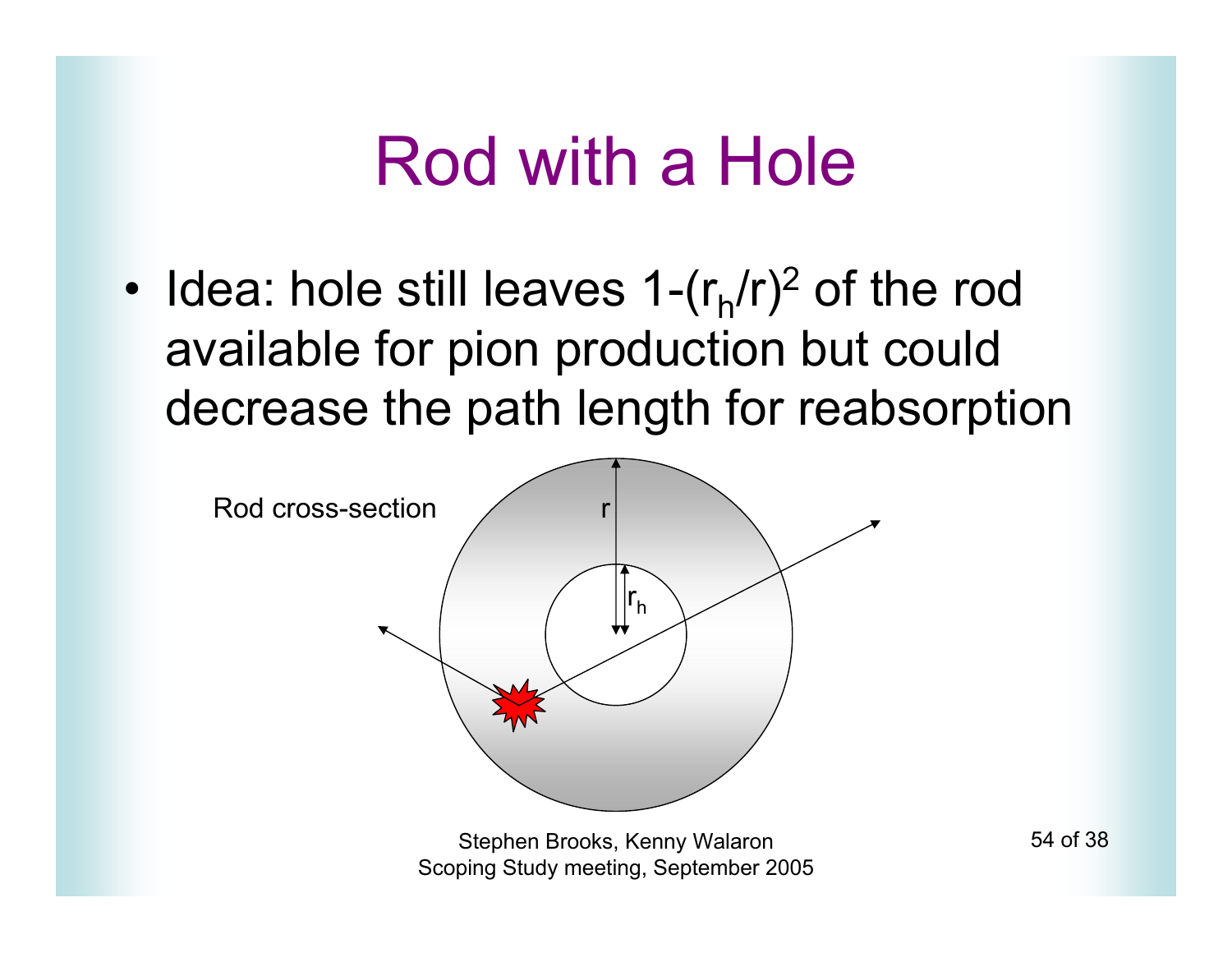# Rod with a Hole

- Idea: hole still leaves $1-(r_h/r)^2$ of the rod available for pion production but could decrease the path length for reabsorption

Rod cross-section

$r$

$r_h$

Stephen Brooks, Kenny Walaron
Scoping Study meeting, September 2005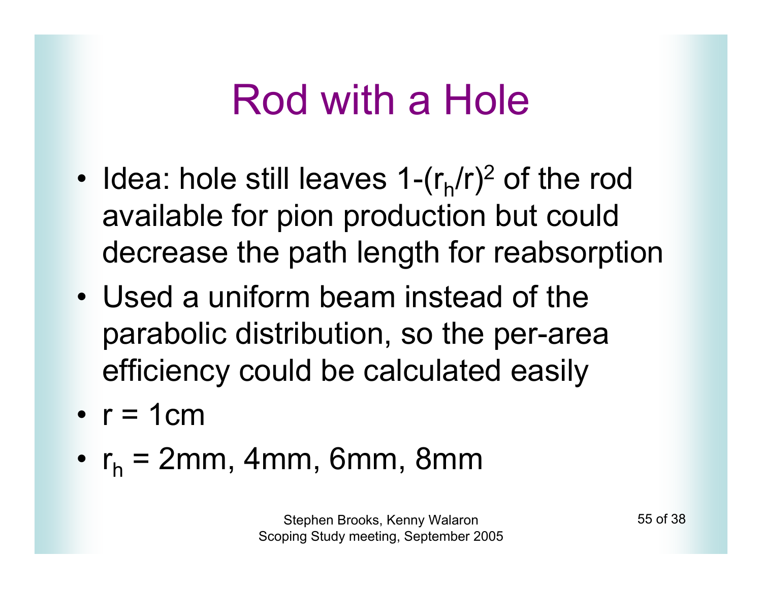# Rod with a Hole

- Idea: hole still leaves $1-(r_h/r)^2$ of the rod available for pion production but could decrease the path length for reabsorption
- Used a uniform beam instead of the parabolic distribution, so the per-area efficiency could be calculated easily
- $r = 1$cm
- $r_h = 2$mm, 4mm, 6mm, 8mm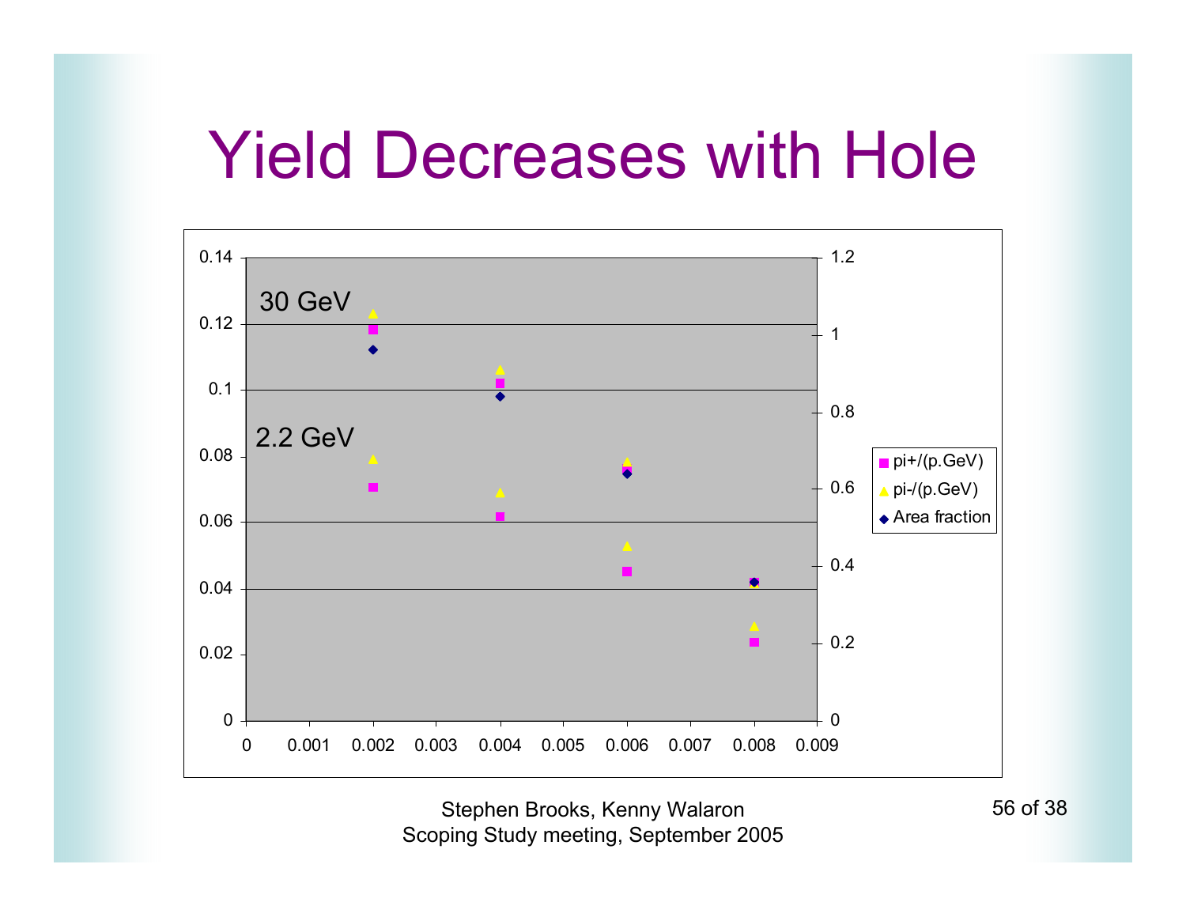# Yield Decreases with Hole

30 GeV

2.2 GeV

- pi+/(p.GeV)
- pi-/(p.GeV)
- Area fraction

Stephen Brooks, Kenny Walaron
Scoping Study meeting, September 2005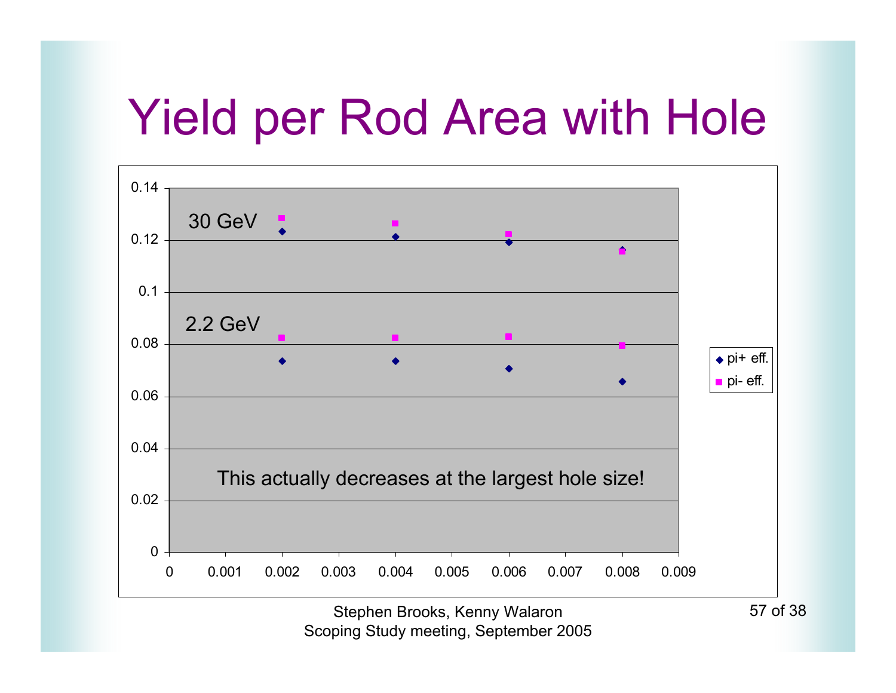# Yield per Rod Area with Hole

| Hole size | 30 GeV pi+ eff. | 30 GeV pi- eff. | 2.2 GeV pi+ eff. | 2.2 GeV pi- eff. |
|---|---|---|---|---|
| 0.002 | 0.123 | 0.128 | 0.073 | 0.082 |
| 0.004 | 0.121 | 0.126 | 0.073 | 0.082 |
| 0.006 | 0.119 | 0.122 | 0.071 | 0.083 |
| 0.008 | 0.116 | 0.116 | 0.066 | 0.079 |

This actually decreases at the largest hole size!

Stephen Brooks, Kenny Walaron
Scoping Study meeting, September 2005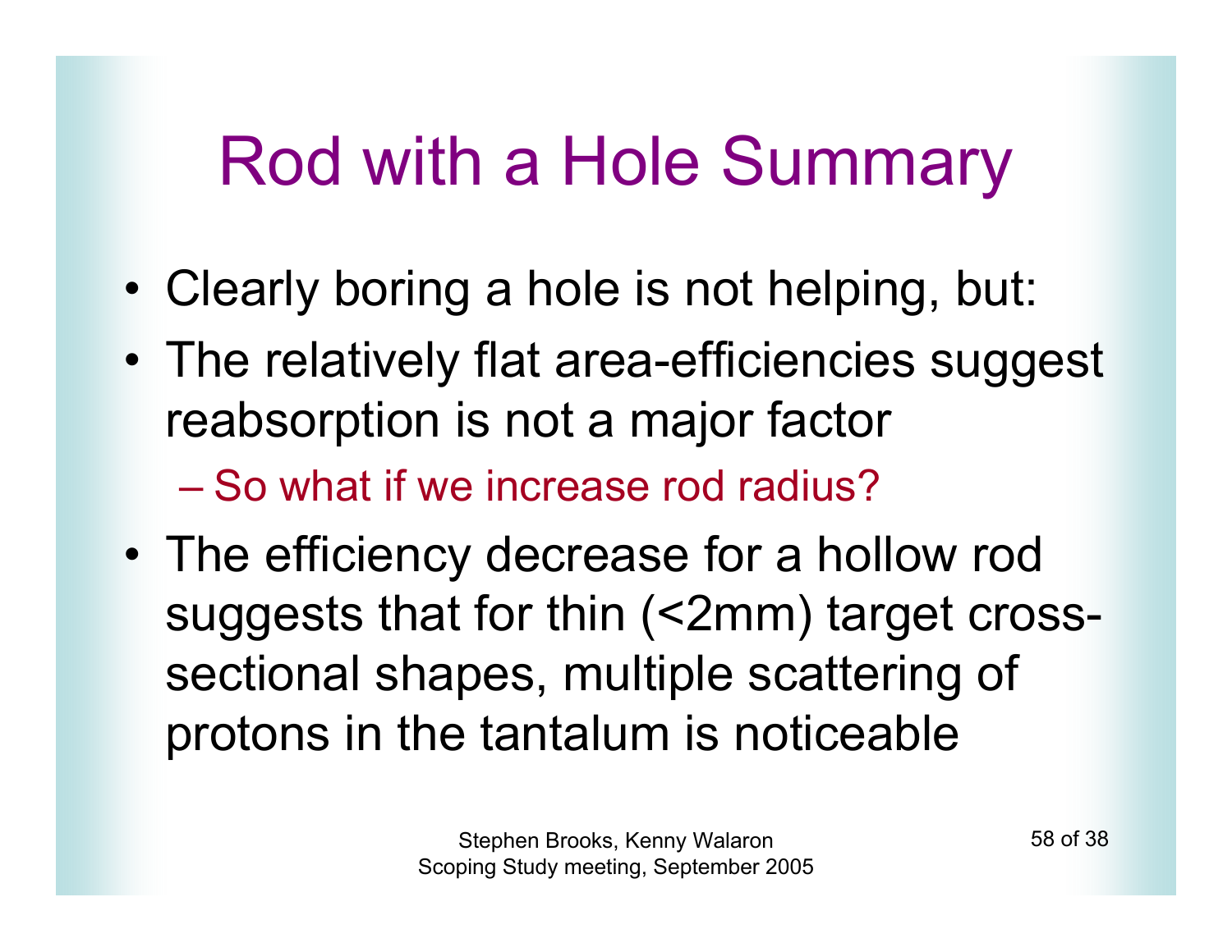# Rod with a Hole Summary

- Clearly boring a hole is not helping, but:
- The relatively flat area-efficiencies suggest reabsorption is not a major factor
  - So what if we increase rod radius?
- The efficiency decrease for a hollow rod suggests that for thin (<2mm) target cross-sectional shapes, multiple scattering of protons in the tantalum is noticeable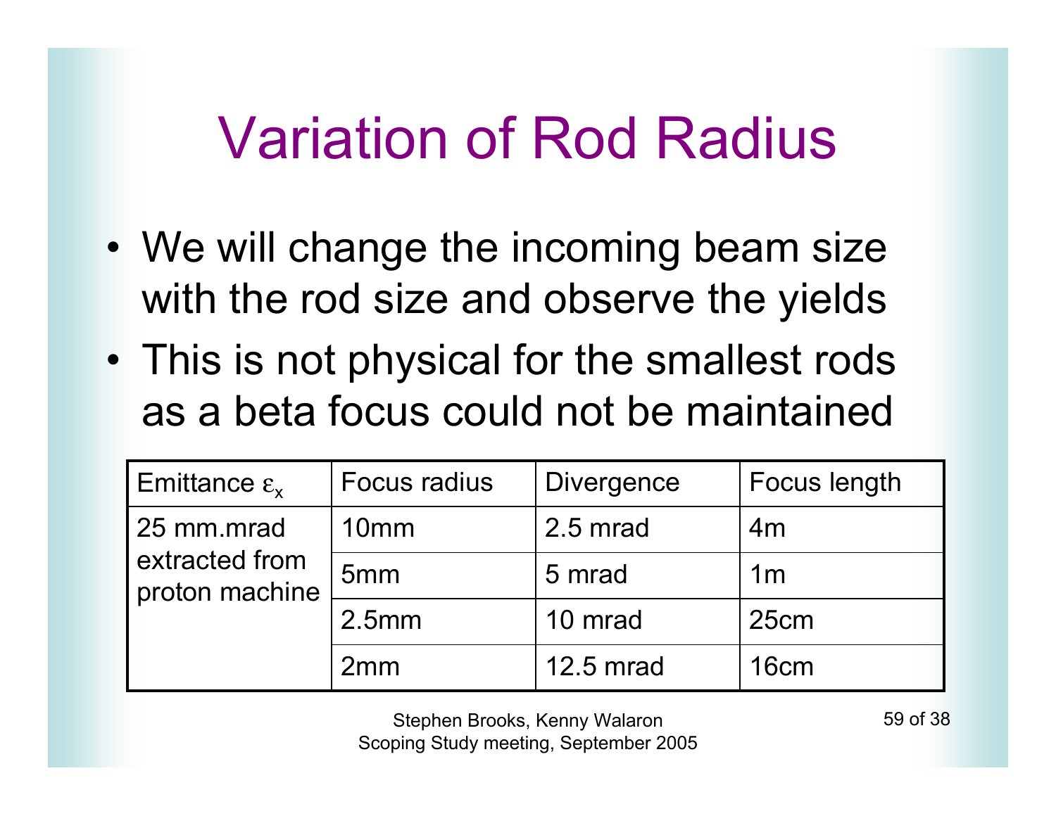# Variation of Rod Radius

- We will change the incoming beam size with the rod size and observe the yields
- This is not physical for the smallest rods as a beta focus could not be maintained

| Emittance $\varepsilon_x$ | Focus radius | Divergence | Focus length |
|---|---|---|---|
| 25 mm.mrad extracted from proton machine | 10mm | 2.5 mrad | 4m |
| | 5mm | 5 mrad | 1m |
| | 2.5mm | 10 mrad | 25cm |
| | 2mm | 12.5 mrad | 16cm |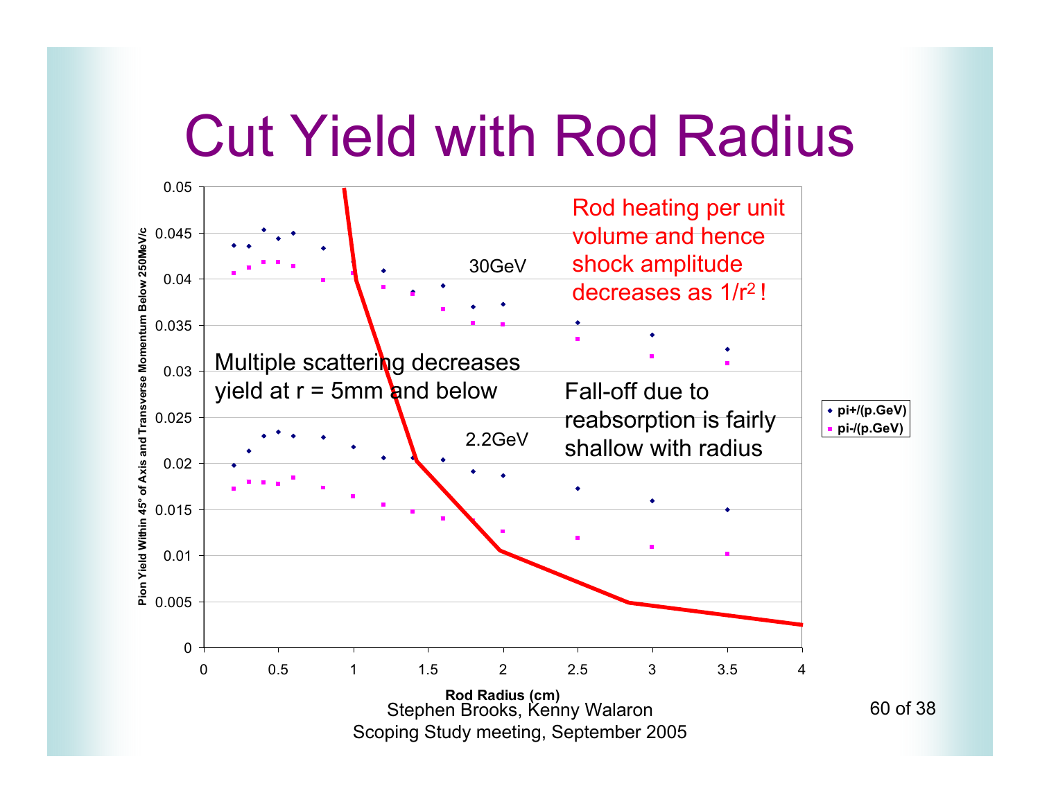# Cut Yield with Rod Radius

Rod heating per unit volume and hence shock amplitude decreases as $1/r^2$ !

Multiple scattering decreases yield at r = 5mm and below

Fall-off due to reabsorption is fairly shallow with radius

30GeV

2.2GeV

Pion Yield Within 45° of Axis and Transverse Momentum Below 250MeV/c

Rod Radius (cm)

- pi+/(p.GeV)
- pi-/(p.GeV)

Stephen Brooks, Kenny Walaron
Scoping Study meeting, September 2005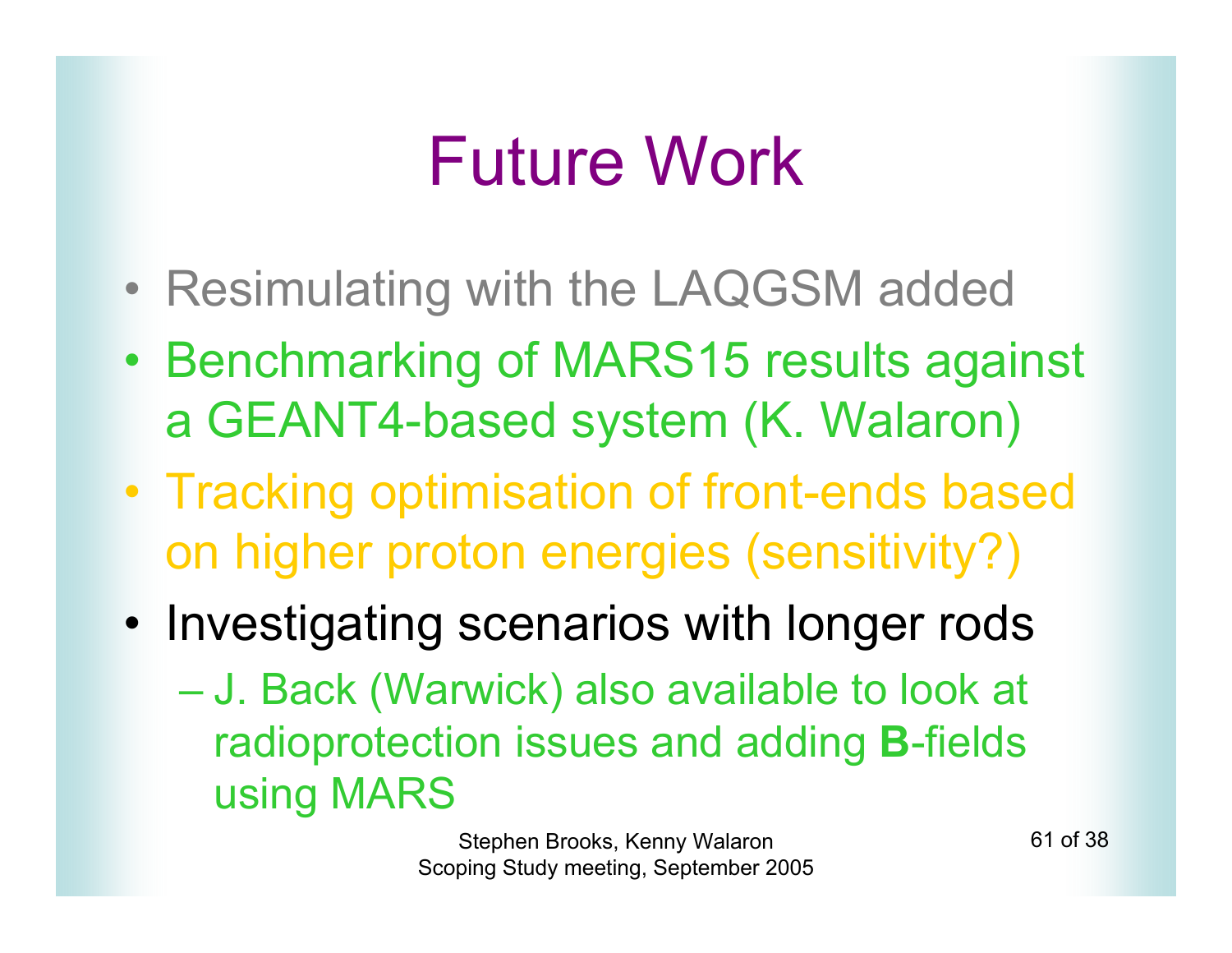# Future Work

- Resimulating with the LAQGSM added
- Benchmarking of MARS15 results against a GEANT4-based system (K. Walaron)
- Tracking optimisation of front-ends based on higher proton energies (sensitivity?)
- Investigating scenarios with longer rods
  - J. Back (Warwick) also available to look at radioprotection issues and adding **B**-fields using MARS